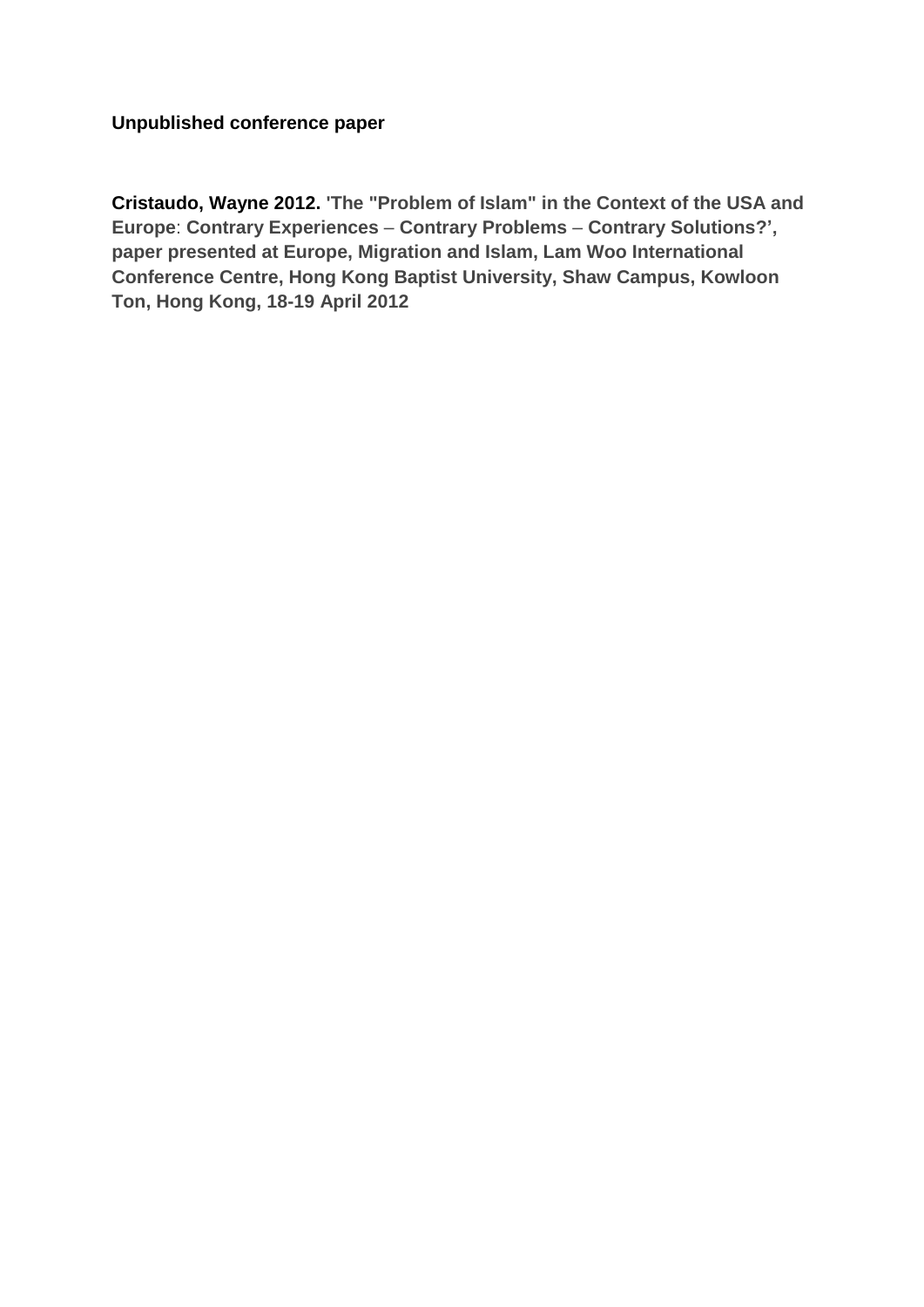**Unpublished conference paper**

**Cristaudo, Wayne 2012. 'The "Problem of Islam" in the Context of the USA and Europe: Contrary Experiences – Contrary Problems – Contrary Solutions?', paper presented at Europe, Migration and Islam, Lam Woo International Conference Centre, Hong Kong Baptist University, Shaw Campus, Kowloon Ton, Hong Kong, 18-19 April 2012**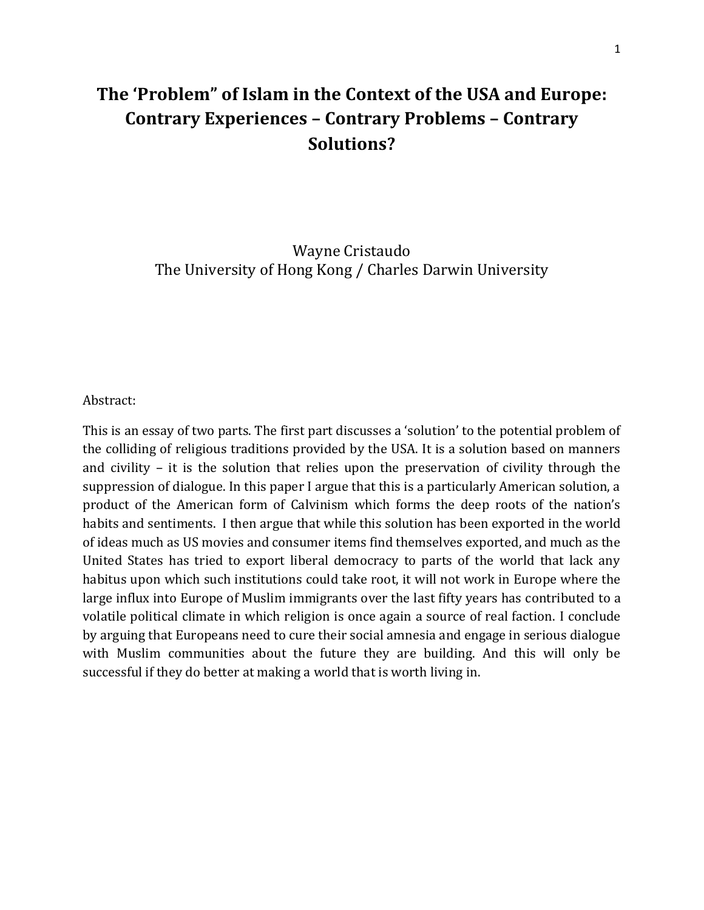# The 'Problem" of Islam in the Context of the USA and Europe: Contrary Experiences – Contrary Problems – Contrary Solutions?

Wayne Cristaudo
The University of Hong Kong / Charles Darwin University

Abstract:

This is an essay of two parts. The first part discusses a 'solution' to the potential problem of the colliding of religious traditions provided by the USA. It is a solution based on manners and civility – it is the solution that relies upon the preservation of civility through the suppression of dialogue. In this paper I argue that this is a particularly American solution, a product of the American form of Calvinism which forms the deep roots of the nation's habits and sentiments. I then argue that while this solution has been exported in the world of ideas much as US movies and consumer items find themselves exported, and much as the United States has tried to export liberal democracy to parts of the world that lack any habitus upon which such institutions could take root, it will not work in Europe where the large influx into Europe of Muslim immigrants over the last fifty years has contributed to a volatile political climate in which religion is once again a source of real faction. I conclude by arguing that Europeans need to cure their social amnesia and engage in serious dialogue with Muslim communities about the future they are building. And this will only be successful if they do better at making a world that is worth living in.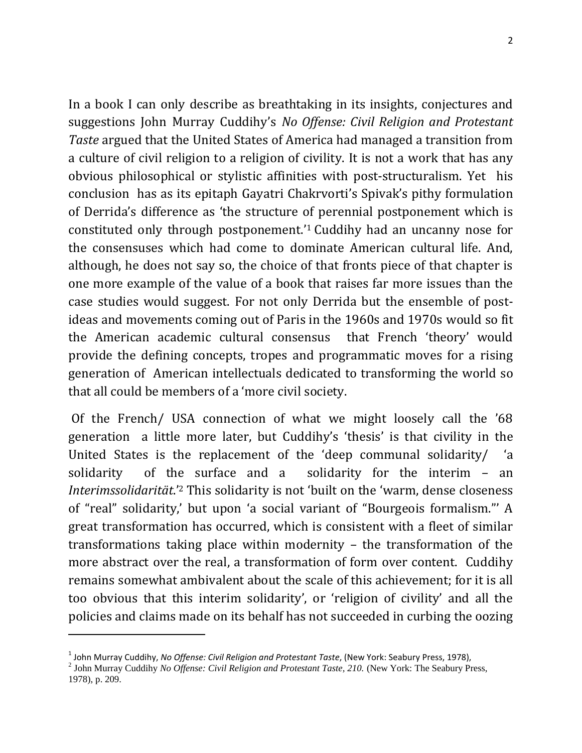In a book I can only describe as breathtaking in its insights, conjectures and suggestions John Murray Cuddihy's *No Offense: Civil Religion and Protestant Taste* argued that the United States of America had managed a transition from a culture of civil religion to a religion of civility. It is not a work that has any obvious philosophical or stylistic affinities with post-structuralism. Yet his conclusion has as its epitaph Gayatri Chakrvorti's Spivak's pithy formulation of Derrida's difference as 'the structure of perennial postponement which is constituted only through postponement.'[1] Cuddihy had an uncanny nose for the consensuses which had come to dominate American cultural life. And, although, he does not say so, the choice of that fronts piece of that chapter is one more example of the value of a book that raises far more issues than the case studies would suggest. For not only Derrida but the ensemble of post-ideas and movements coming out of Paris in the 1960s and 1970s would so fit the American academic cultural consensus that French 'theory' would provide the defining concepts, tropes and programmatic moves for a rising generation of American intellectuals dedicated to transforming the world so that all could be members of a 'more civil society.

Of the French/ USA connection of what we might loosely call the '68 generation a little more later, but Cuddihy's 'thesis' is that civility in the United States is the replacement of the 'deep communal solidarity/ 'a solidarity of the surface and a solidarity for the interim – an *Interimssolidarität*.'[2] This solidarity is not 'built on the 'warm, dense closeness of "real" solidarity,' but upon 'a social variant of "Bourgeois formalism."' A great transformation has occurred, which is consistent with a fleet of similar transformations taking place within modernity – the transformation of the more abstract over the real, a transformation of form over content. Cuddihy remains somewhat ambivalent about the scale of this achievement; for it is all too obvious that this interim solidarity', or 'religion of civility' and all the policies and claims made on its behalf has not succeeded in curbing the oozing

---

[1] John Murray Cuddihy, *No Offense: Civil Religion and Protestant Taste*, (New York: Seabury Press, 1978),

[2] John Murray Cuddihy *No Offense: Civil Religion and Protestant Taste*, *210.* (New York: The Seabury Press, 1978), p. 209.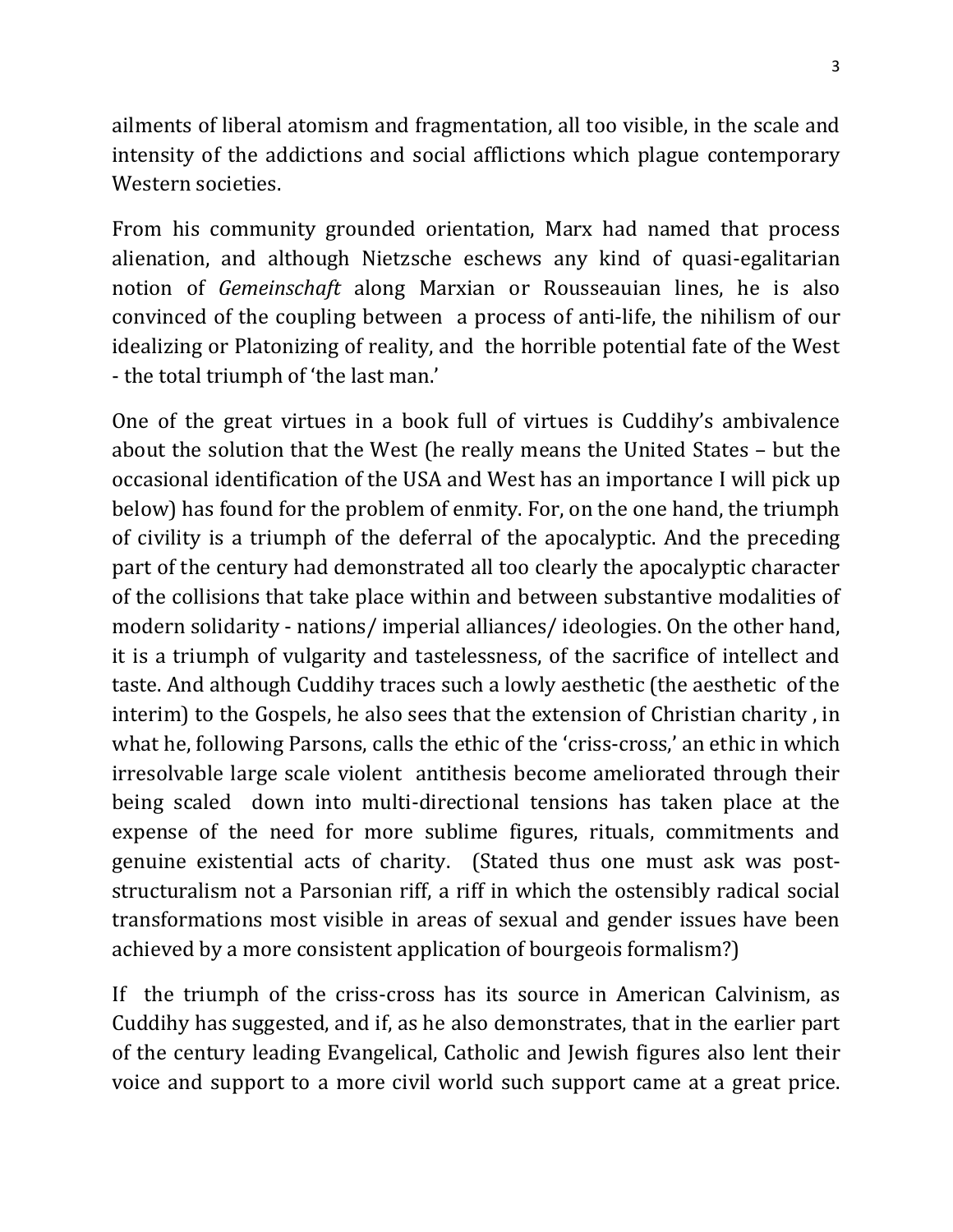ailments of liberal atomism and fragmentation, all too visible, in the scale and intensity of the addictions and social afflictions which plague contemporary Western societies.

From his community grounded orientation, Marx had named that process alienation, and although Nietzsche eschews any kind of quasi-egalitarian notion of *Gemeinschaft* along Marxian or Rousseauian lines, he is also convinced of the coupling between a process of anti-life, the nihilism of our idealizing or Platonizing of reality, and the horrible potential fate of the West - the total triumph of 'the last man.'

One of the great virtues in a book full of virtues is Cuddihy's ambivalence about the solution that the West (he really means the United States – but the occasional identification of the USA and West has an importance I will pick up below) has found for the problem of enmity. For, on the one hand, the triumph of civility is a triumph of the deferral of the apocalyptic. And the preceding part of the century had demonstrated all too clearly the apocalyptic character of the collisions that take place within and between substantive modalities of modern solidarity - nations/ imperial alliances/ ideologies. On the other hand, it is a triumph of vulgarity and tastelessness, of the sacrifice of intellect and taste. And although Cuddihy traces such a lowly aesthetic (the aesthetic of the interim) to the Gospels, he also sees that the extension of Christian charity , in what he, following Parsons, calls the ethic of the 'criss-cross,' an ethic in which irresolvable large scale violent antithesis become ameliorated through their being scaled down into multi-directional tensions has taken place at the expense of the need for more sublime figures, rituals, commitments and genuine existential acts of charity. (Stated thus one must ask was post-structuralism not a Parsonian riff, a riff in which the ostensibly radical social transformations most visible in areas of sexual and gender issues have been achieved by a more consistent application of bourgeois formalism?)

If the triumph of the criss-cross has its source in American Calvinism, as Cuddihy has suggested, and if, as he also demonstrates, that in the earlier part of the century leading Evangelical, Catholic and Jewish figures also lent their voice and support to a more civil world such support came at a great price.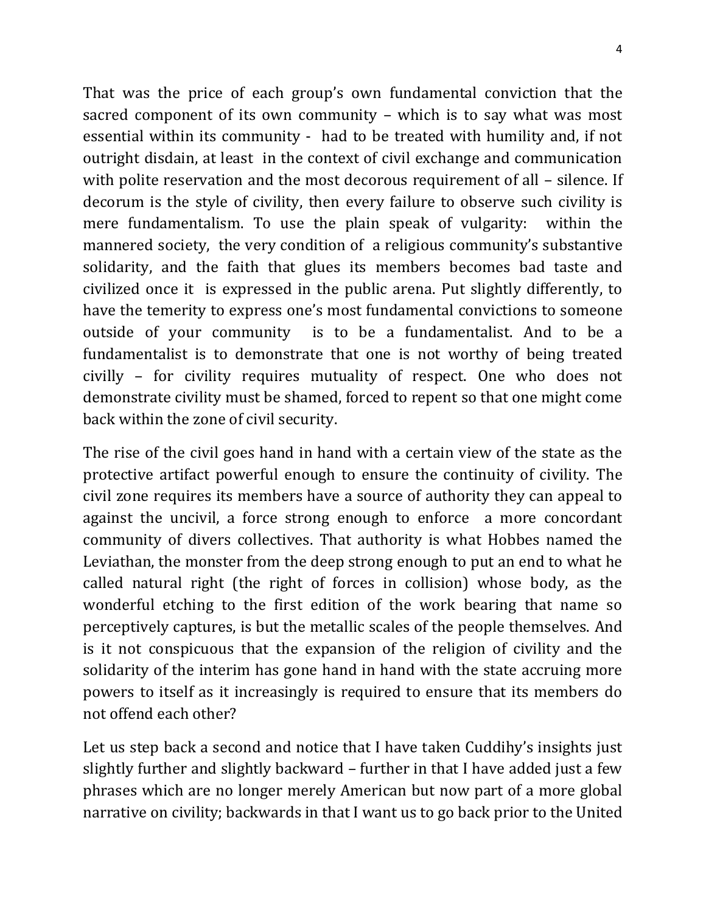That was the price of each group's own fundamental conviction that the sacred component of its own community – which is to say what was most essential within its community - had to be treated with humility and, if not outright disdain, at least in the context of civil exchange and communication with polite reservation and the most decorous requirement of all – silence. If decorum is the style of civility, then every failure to observe such civility is mere fundamentalism. To use the plain speak of vulgarity: within the mannered society, the very condition of a religious community's substantive solidarity, and the faith that glues its members becomes bad taste and civilized once it is expressed in the public arena. Put slightly differently, to have the temerity to express one's most fundamental convictions to someone outside of your community is to be a fundamentalist. And to be a fundamentalist is to demonstrate that one is not worthy of being treated civilly – for civility requires mutuality of respect. One who does not demonstrate civility must be shamed, forced to repent so that one might come back within the zone of civil security.

The rise of the civil goes hand in hand with a certain view of the state as the protective artifact powerful enough to ensure the continuity of civility. The civil zone requires its members have a source of authority they can appeal to against the uncivil, a force strong enough to enforce a more concordant community of divers collectives. That authority is what Hobbes named the Leviathan, the monster from the deep strong enough to put an end to what he called natural right (the right of forces in collision) whose body, as the wonderful etching to the first edition of the work bearing that name so perceptively captures, is but the metallic scales of the people themselves. And is it not conspicuous that the expansion of the religion of civility and the solidarity of the interim has gone hand in hand with the state accruing more powers to itself as it increasingly is required to ensure that its members do not offend each other?

Let us step back a second and notice that I have taken Cuddihy's insights just slightly further and slightly backward – further in that I have added just a few phrases which are no longer merely American but now part of a more global narrative on civility; backwards in that I want us to go back prior to the United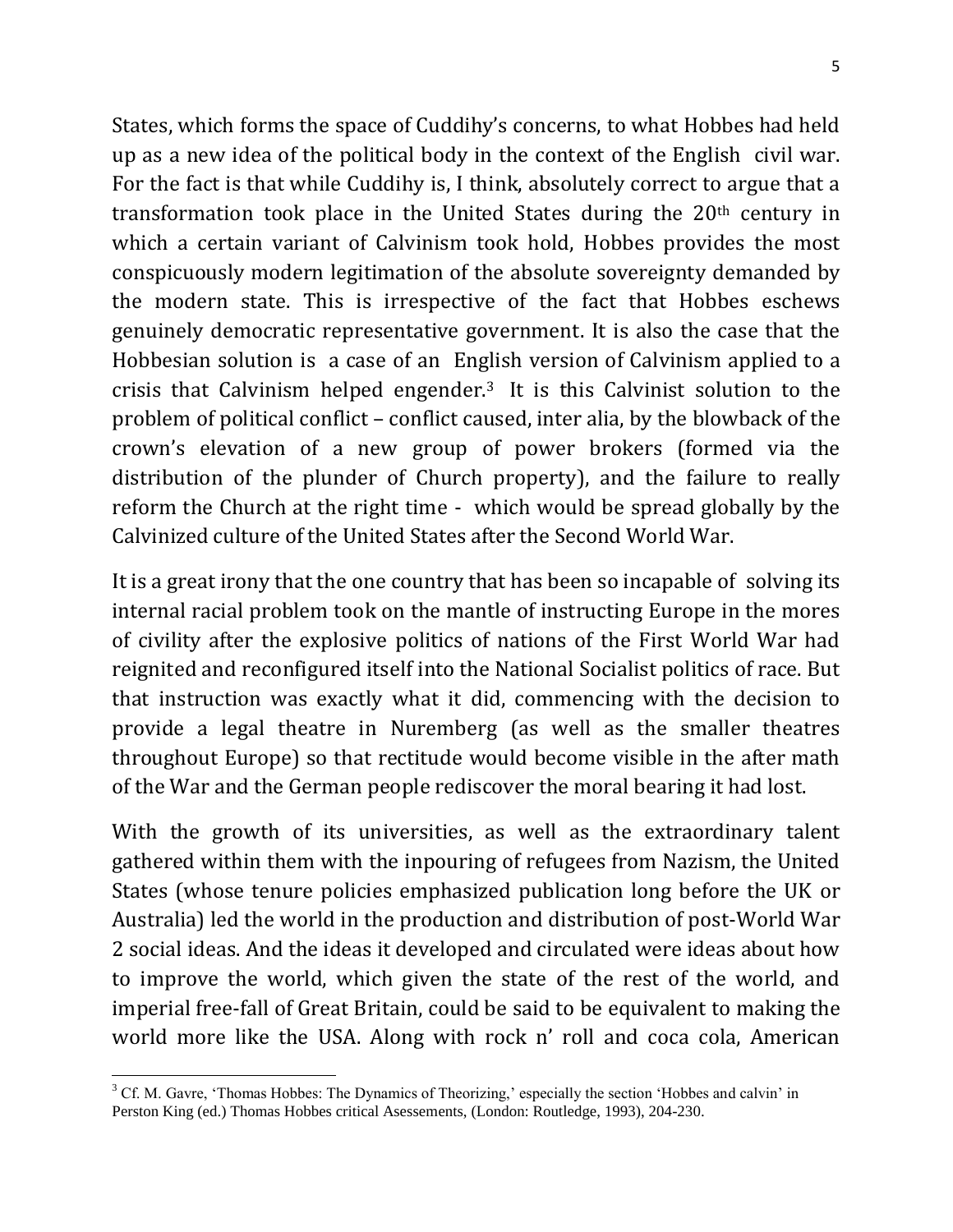States, which forms the space of Cuddihy's concerns, to what Hobbes had held up as a new idea of the political body in the context of the English civil war. For the fact is that while Cuddihy is, I think, absolutely correct to argue that a transformation took place in the United States during the 20th century in which a certain variant of Calvinism took hold, Hobbes provides the most conspicuously modern legitimation of the absolute sovereignty demanded by the modern state. This is irrespective of the fact that Hobbes eschews genuinely democratic representative government. It is also the case that the Hobbesian solution is a case of an English version of Calvinism applied to a crisis that Calvinism helped engender.[3] It is this Calvinist solution to the problem of political conflict – conflict caused, inter alia, by the blowback of the crown's elevation of a new group of power brokers (formed via the distribution of the plunder of Church property), and the failure to really reform the Church at the right time - which would be spread globally by the Calvinized culture of the United States after the Second World War.

It is a great irony that the one country that has been so incapable of solving its internal racial problem took on the mantle of instructing Europe in the mores of civility after the explosive politics of nations of the First World War had reignited and reconfigured itself into the National Socialist politics of race. But that instruction was exactly what it did, commencing with the decision to provide a legal theatre in Nuremberg (as well as the smaller theatres throughout Europe) so that rectitude would become visible in the after math of the War and the German people rediscover the moral bearing it had lost.

With the growth of its universities, as well as the extraordinary talent gathered within them with the inpouring of refugees from Nazism, the United States (whose tenure policies emphasized publication long before the UK or Australia) led the world in the production and distribution of post-World War 2 social ideas. And the ideas it developed and circulated were ideas about how to improve the world, which given the state of the rest of the world, and imperial free-fall of Great Britain, could be said to be equivalent to making the world more like the USA. Along with rock n' roll and coca cola, American

[3] Cf. M. Gavre, 'Thomas Hobbes: The Dynamics of Theorizing,' especially the section 'Hobbes and calvin' in Perston King (ed.) Thomas Hobbes critical Asesessements, (London: Routledge, 1993), 204-230.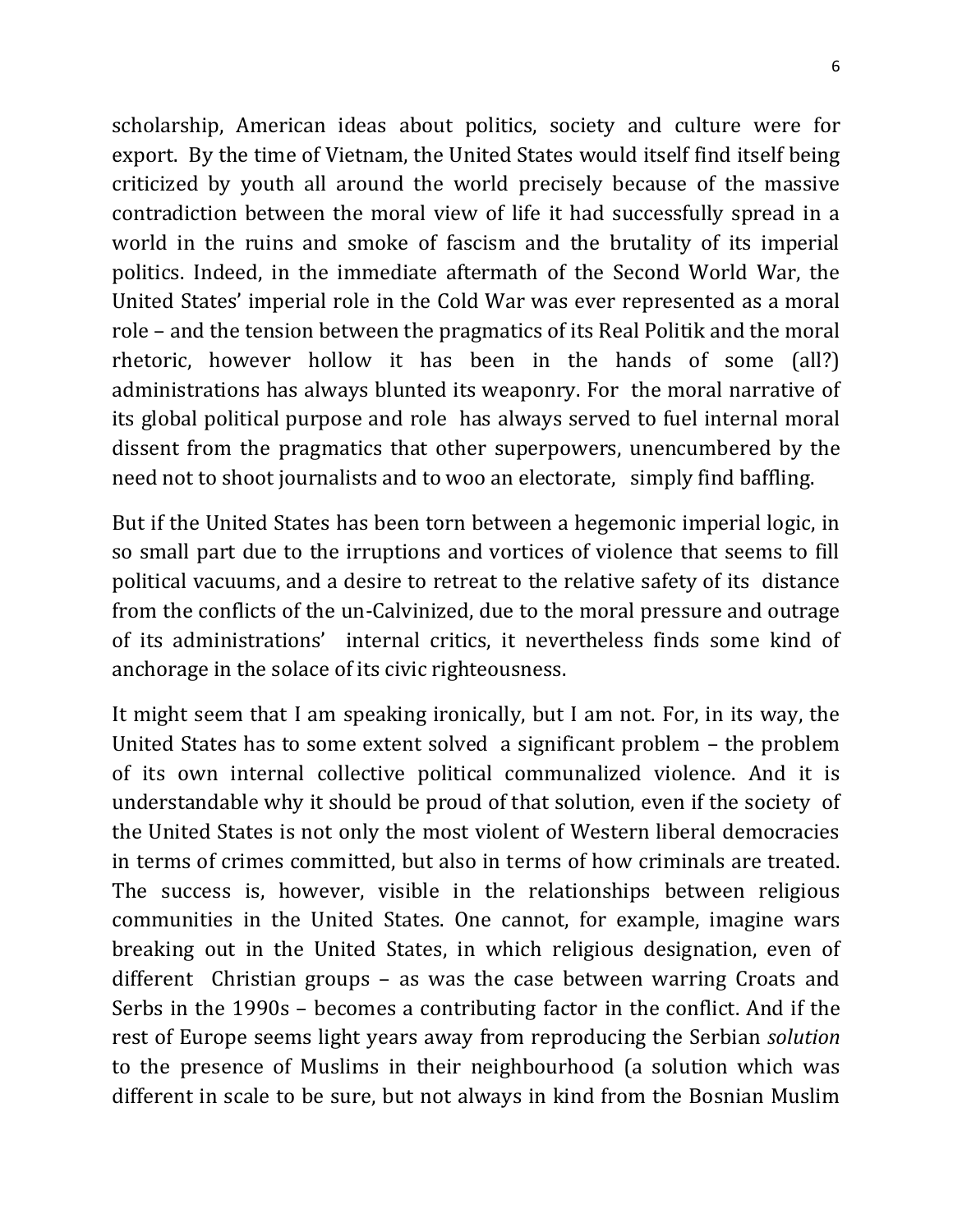scholarship, American ideas about politics, society and culture were for export. By the time of Vietnam, the United States would itself find itself being criticized by youth all around the world precisely because of the massive contradiction between the moral view of life it had successfully spread in a world in the ruins and smoke of fascism and the brutality of its imperial politics. Indeed, in the immediate aftermath of the Second World War, the United States' imperial role in the Cold War was ever represented as a moral role – and the tension between the pragmatics of its Real Politik and the moral rhetoric, however hollow it has been in the hands of some (all?) administrations has always blunted its weaponry. For the moral narrative of its global political purpose and role has always served to fuel internal moral dissent from the pragmatics that other superpowers, unencumbered by the need not to shoot journalists and to woo an electorate, simply find baffling.

But if the United States has been torn between a hegemonic imperial logic, in so small part due to the irruptions and vortices of violence that seems to fill political vacuums, and a desire to retreat to the relative safety of its distance from the conflicts of the un-Calvinized, due to the moral pressure and outrage of its administrations' internal critics, it nevertheless finds some kind of anchorage in the solace of its civic righteousness.

It might seem that I am speaking ironically, but I am not. For, in its way, the United States has to some extent solved a significant problem – the problem of its own internal collective political communalized violence. And it is understandable why it should be proud of that solution, even if the society of the United States is not only the most violent of Western liberal democracies in terms of crimes committed, but also in terms of how criminals are treated. The success is, however, visible in the relationships between religious communities in the United States. One cannot, for example, imagine wars breaking out in the United States, in which religious designation, even of different Christian groups – as was the case between warring Croats and Serbs in the 1990s – becomes a contributing factor in the conflict. And if the rest of Europe seems light years away from reproducing the Serbian *solution* to the presence of Muslims in their neighbourhood (a solution which was different in scale to be sure, but not always in kind from the Bosnian Muslim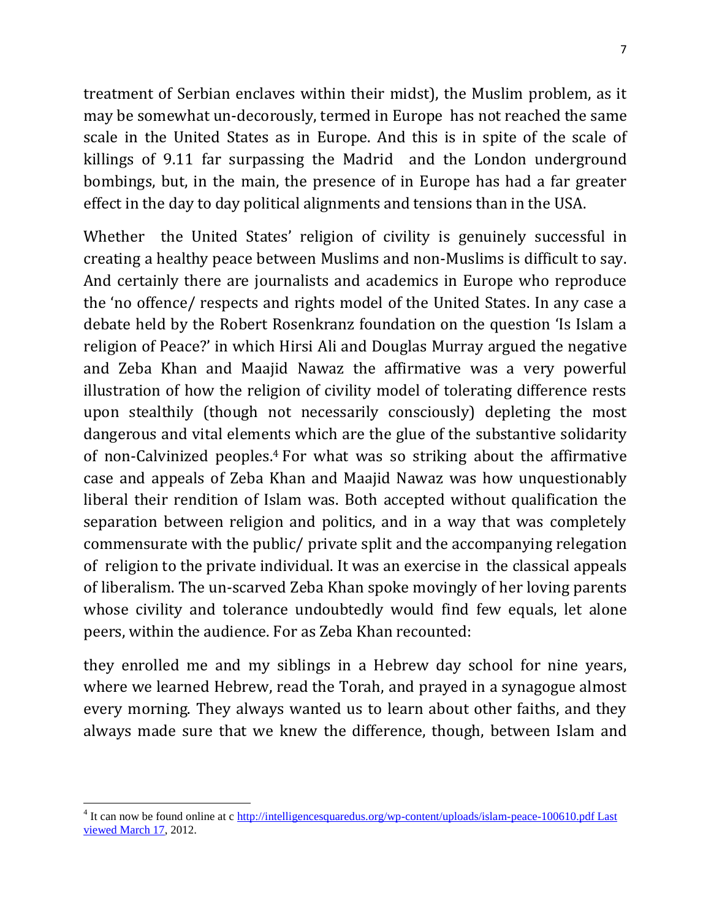treatment of Serbian enclaves within their midst), the Muslim problem, as it may be somewhat un-decorously, termed in Europe has not reached the same scale in the United States as in Europe. And this is in spite of the scale of killings of 9.11 far surpassing the Madrid and the London underground bombings, but, in the main, the presence of in Europe has had a far greater effect in the day to day political alignments and tensions than in the USA.

Whether the United States' religion of civility is genuinely successful in creating a healthy peace between Muslims and non-Muslims is difficult to say. And certainly there are journalists and academics in Europe who reproduce the 'no offence/ respects and rights model of the United States. In any case a debate held by the Robert Rosenkranz foundation on the question 'Is Islam a religion of Peace?' in which Hirsi Ali and Douglas Murray argued the negative and Zeba Khan and Maajid Nawaz the affirmative was a very powerful illustration of how the religion of civility model of tolerating difference rests upon stealthily (though not necessarily consciously) depleting the most dangerous and vital elements which are the glue of the substantive solidarity of non-Calvinized peoples.[4] For what was so striking about the affirmative case and appeals of Zeba Khan and Maajid Nawaz was how unquestionably liberal their rendition of Islam was. Both accepted without qualification the separation between religion and politics, and in a way that was completely commensurate with the public/ private split and the accompanying relegation of religion to the private individual. It was an exercise in the classical appeals of liberalism. The un-scarved Zeba Khan spoke movingly of her loving parents whose civility and tolerance undoubtedly would find few equals, let alone peers, within the audience. For as Zeba Khan recounted:

they enrolled me and my siblings in a Hebrew day school for nine years, where we learned Hebrew, read the Torah, and prayed in a synagogue almost every morning. They always wanted us to learn about other faiths, and they always made sure that we knew the difference, though, between Islam and

---

[4] It can now be found online at c http://intelligencesquaredus.org/wp-content/uploads/islam-peace-100610.pdf Last viewed March 17, 2012.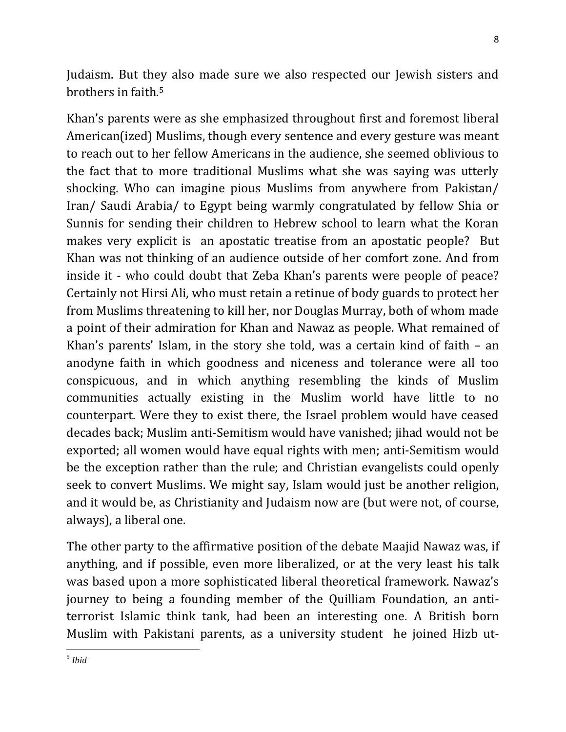Judaism. But they also made sure we also respected our Jewish sisters and brothers in faith.[5]

Khan's parents were as she emphasized throughout first and foremost liberal American(ized) Muslims, though every sentence and every gesture was meant to reach out to her fellow Americans in the audience, she seemed oblivious to the fact that to more traditional Muslims what she was saying was utterly shocking. Who can imagine pious Muslims from anywhere from Pakistan/ Iran/ Saudi Arabia/ to Egypt being warmly congratulated by fellow Shia or Sunnis for sending their children to Hebrew school to learn what the Koran makes very explicit is an apostatic treatise from an apostatic people? But Khan was not thinking of an audience outside of her comfort zone. And from inside it - who could doubt that Zeba Khan's parents were people of peace? Certainly not Hirsi Ali, who must retain a retinue of body guards to protect her from Muslims threatening to kill her, nor Douglas Murray, both of whom made a point of their admiration for Khan and Nawaz as people. What remained of Khan's parents' Islam, in the story she told, was a certain kind of faith – an anodyne faith in which goodness and niceness and tolerance were all too conspicuous, and in which anything resembling the kinds of Muslim communities actually existing in the Muslim world have little to no counterpart. Were they to exist there, the Israel problem would have ceased decades back; Muslim anti-Semitism would have vanished; jihad would not be exported; all women would have equal rights with men; anti-Semitism would be the exception rather than the rule; and Christian evangelists could openly seek to convert Muslims. We might say, Islam would just be another religion, and it would be, as Christianity and Judaism now are (but were not, of course, always), a liberal one.

The other party to the affirmative position of the debate Maajid Nawaz was, if anything, and if possible, even more liberalized, or at the very least his talk was based upon a more sophisticated liberal theoretical framework. Nawaz's journey to being a founding member of the Quilliam Foundation, an anti-terrorist Islamic think tank, had been an interesting one. A British born Muslim with Pakistani parents, as a university student he joined Hizb ut-

[5] *Ibid*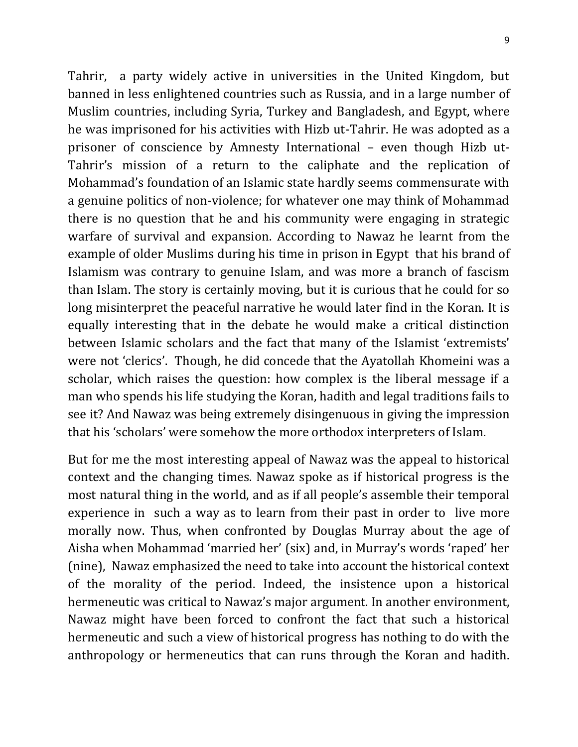Tahrir, a party widely active in universities in the United Kingdom, but banned in less enlightened countries such as Russia, and in a large number of Muslim countries, including Syria, Turkey and Bangladesh, and Egypt, where he was imprisoned for his activities with Hizb ut-Tahrir. He was adopted as a prisoner of conscience by Amnesty International – even though Hizb ut-Tahrir's mission of a return to the caliphate and the replication of Mohammad's foundation of an Islamic state hardly seems commensurate with a genuine politics of non-violence; for whatever one may think of Mohammad there is no question that he and his community were engaging in strategic warfare of survival and expansion. According to Nawaz he learnt from the example of older Muslims during his time in prison in Egypt that his brand of Islamism was contrary to genuine Islam, and was more a branch of fascism than Islam. The story is certainly moving, but it is curious that he could for so long misinterpret the peaceful narrative he would later find in the Koran. It is equally interesting that in the debate he would make a critical distinction between Islamic scholars and the fact that many of the Islamist 'extremists' were not 'clerics'. Though, he did concede that the Ayatollah Khomeini was a scholar, which raises the question: how complex is the liberal message if a man who spends his life studying the Koran, hadith and legal traditions fails to see it? And Nawaz was being extremely disingenuous in giving the impression that his 'scholars' were somehow the more orthodox interpreters of Islam.

But for me the most interesting appeal of Nawaz was the appeal to historical context and the changing times. Nawaz spoke as if historical progress is the most natural thing in the world, and as if all people's assemble their temporal experience in such a way as to learn from their past in order to live more morally now. Thus, when confronted by Douglas Murray about the age of Aisha when Mohammad 'married her' (six) and, in Murray's words 'raped' her (nine), Nawaz emphasized the need to take into account the historical context of the morality of the period. Indeed, the insistence upon a historical hermeneutic was critical to Nawaz's major argument. In another environment, Nawaz might have been forced to confront the fact that such a historical hermeneutic and such a view of historical progress has nothing to do with the anthropology or hermeneutics that can runs through the Koran and hadith.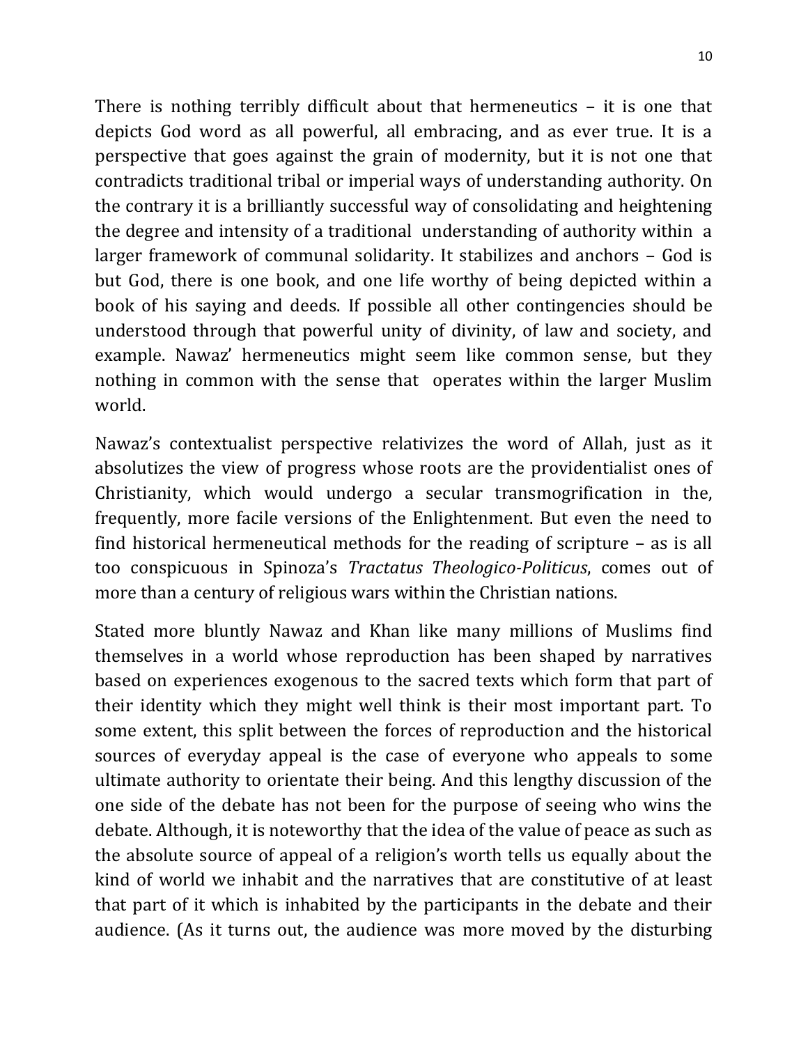There is nothing terribly difficult about that hermeneutics – it is one that depicts God word as all powerful, all embracing, and as ever true. It is a perspective that goes against the grain of modernity, but it is not one that contradicts traditional tribal or imperial ways of understanding authority. On the contrary it is a brilliantly successful way of consolidating and heightening the degree and intensity of a traditional understanding of authority within a larger framework of communal solidarity. It stabilizes and anchors – God is but God, there is one book, and one life worthy of being depicted within a book of his saying and deeds. If possible all other contingencies should be understood through that powerful unity of divinity, of law and society, and example. Nawaz' hermeneutics might seem like common sense, but they nothing in common with the sense that operates within the larger Muslim world.

Nawaz's contextualist perspective relativizes the word of Allah, just as it absolutizes the view of progress whose roots are the providentialist ones of Christianity, which would undergo a secular transmogrification in the, frequently, more facile versions of the Enlightenment. But even the need to find historical hermeneutical methods for the reading of scripture – as is all too conspicuous in Spinoza's *Tractatus Theologico-Politicus*, comes out of more than a century of religious wars within the Christian nations.

Stated more bluntly Nawaz and Khan like many millions of Muslims find themselves in a world whose reproduction has been shaped by narratives based on experiences exogenous to the sacred texts which form that part of their identity which they might well think is their most important part. To some extent, this split between the forces of reproduction and the historical sources of everyday appeal is the case of everyone who appeals to some ultimate authority to orientate their being. And this lengthy discussion of the one side of the debate has not been for the purpose of seeing who wins the debate. Although, it is noteworthy that the idea of the value of peace as such as the absolute source of appeal of a religion's worth tells us equally about the kind of world we inhabit and the narratives that are constitutive of at least that part of it which is inhabited by the participants in the debate and their audience. (As it turns out, the audience was more moved by the disturbing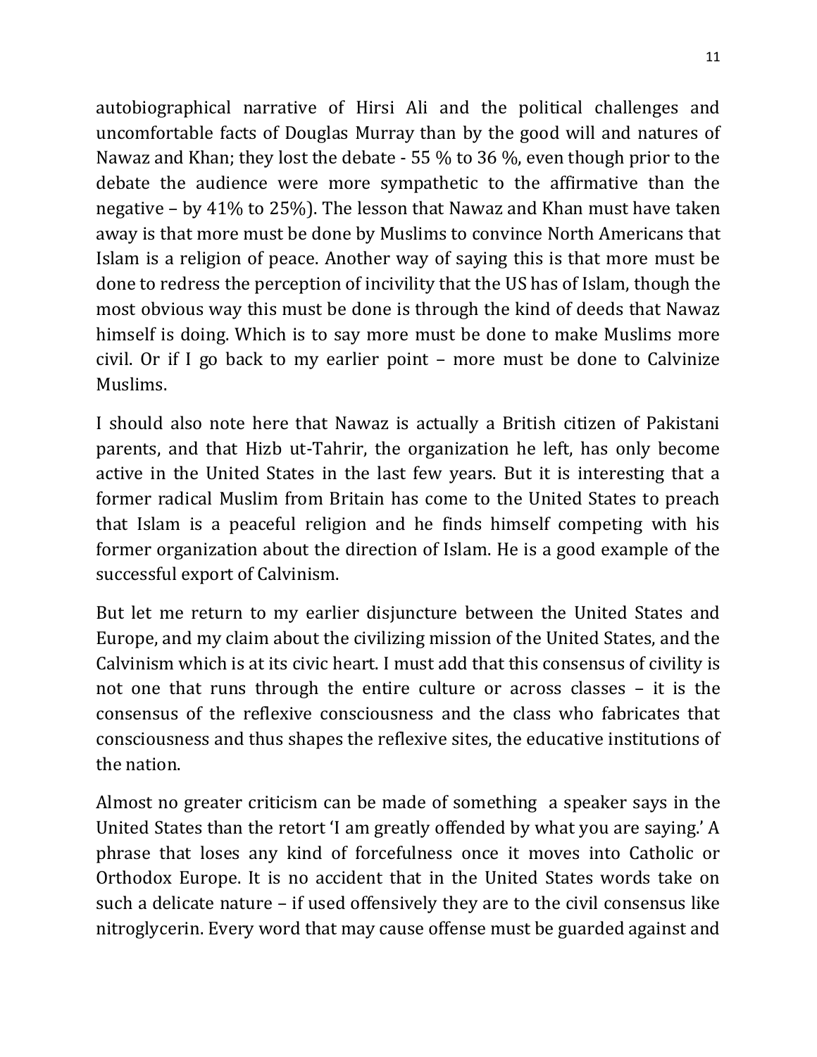autobiographical narrative of Hirsi Ali and the political challenges and uncomfortable facts of Douglas Murray than by the good will and natures of Nawaz and Khan; they lost the debate - 55 % to 36 %, even though prior to the debate the audience were more sympathetic to the affirmative than the negative – by 41% to 25%). The lesson that Nawaz and Khan must have taken away is that more must be done by Muslims to convince North Americans that Islam is a religion of peace. Another way of saying this is that more must be done to redress the perception of incivility that the US has of Islam, though the most obvious way this must be done is through the kind of deeds that Nawaz himself is doing. Which is to say more must be done to make Muslims more civil. Or if I go back to my earlier point – more must be done to Calvinize Muslims.

I should also note here that Nawaz is actually a British citizen of Pakistani parents, and that Hizb ut-Tahrir, the organization he left, has only become active in the United States in the last few years. But it is interesting that a former radical Muslim from Britain has come to the United States to preach that Islam is a peaceful religion and he finds himself competing with his former organization about the direction of Islam. He is a good example of the successful export of Calvinism.

But let me return to my earlier disjuncture between the United States and Europe, and my claim about the civilizing mission of the United States, and the Calvinism which is at its civic heart. I must add that this consensus of civility is not one that runs through the entire culture or across classes – it is the consensus of the reflexive consciousness and the class who fabricates that consciousness and thus shapes the reflexive sites, the educative institutions of the nation.

Almost no greater criticism can be made of something a speaker says in the United States than the retort 'I am greatly offended by what you are saying.' A phrase that loses any kind of forcefulness once it moves into Catholic or Orthodox Europe. It is no accident that in the United States words take on such a delicate nature – if used offensively they are to the civil consensus like nitroglycerin. Every word that may cause offense must be guarded against and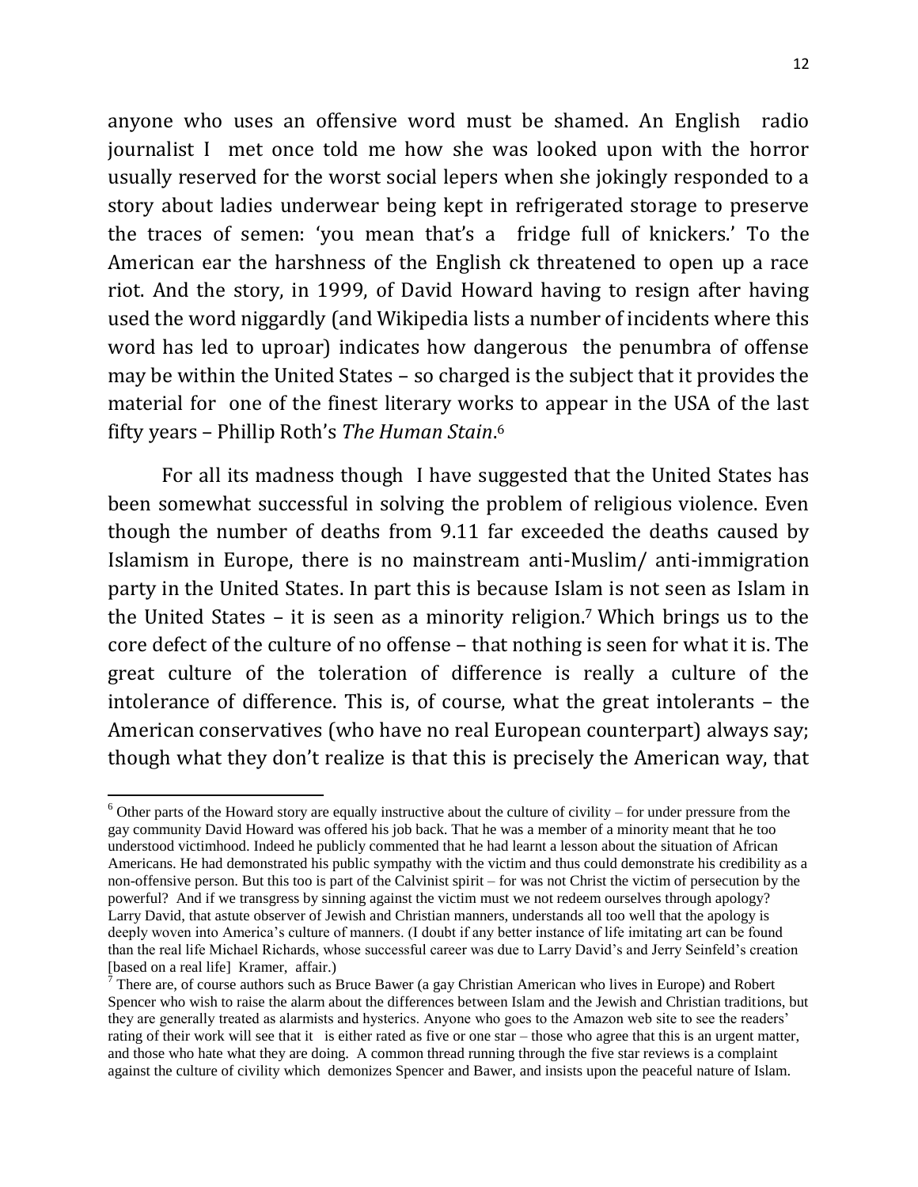anyone who uses an offensive word must be shamed. An English radio journalist I met once told me how she was looked upon with the horror usually reserved for the worst social lepers when she jokingly responded to a story about ladies underwear being kept in refrigerated storage to preserve the traces of semen: 'you mean that's a fridge full of knickers.' To the American ear the harshness of the English ck threatened to open up a race riot. And the story, in 1999, of David Howard having to resign after having used the word niggardly (and Wikipedia lists a number of incidents where this word has led to uproar) indicates how dangerous the penumbra of offense may be within the United States – so charged is the subject that it provides the material for one of the finest literary works to appear in the USA of the last fifty years – Phillip Roth's *The Human Stain*.[6]

For all its madness though I have suggested that the United States has been somewhat successful in solving the problem of religious violence. Even though the number of deaths from 9.11 far exceeded the deaths caused by Islamism in Europe, there is no mainstream anti-Muslim/ anti-immigration party in the United States. In part this is because Islam is not seen as Islam in the United States – it is seen as a minority religion.[7] Which brings us to the core defect of the culture of no offense – that nothing is seen for what it is. The great culture of the toleration of difference is really a culture of the intolerance of difference. This is, of course, what the great intolerants – the American conservatives (who have no real European counterpart) always say; though what they don't realize is that this is precisely the American way, that

---

[6] Other parts of the Howard story are equally instructive about the culture of civility – for under pressure from the gay community David Howard was offered his job back. That he was a member of a minority meant that he too understood victimhood. Indeed he publicly commented that he had learnt a lesson about the situation of African Americans. He had demonstrated his public sympathy with the victim and thus could demonstrate his credibility as a non-offensive person. But this too is part of the Calvinist spirit – for was not Christ the victim of persecution by the powerful? And if we transgress by sinning against the victim must we not redeem ourselves through apology? Larry David, that astute observer of Jewish and Christian manners, understands all too well that the apology is deeply woven into America's culture of manners. (I doubt if any better instance of life imitating art can be found than the real life Michael Richards, whose successful career was due to Larry David's and Jerry Seinfeld's creation [based on a real life] Kramer, affair.)

[7] There are, of course authors such as Bruce Bawer (a gay Christian American who lives in Europe) and Robert Spencer who wish to raise the alarm about the differences between Islam and the Jewish and Christian traditions, but they are generally treated as alarmists and hysterics. Anyone who goes to the Amazon web site to see the readers' rating of their work will see that it is either rated as five or one star – those who agree that this is an urgent matter, and those who hate what they are doing. A common thread running through the five star reviews is a complaint against the culture of civility which demonizes Spencer and Bawer, and insists upon the peaceful nature of Islam.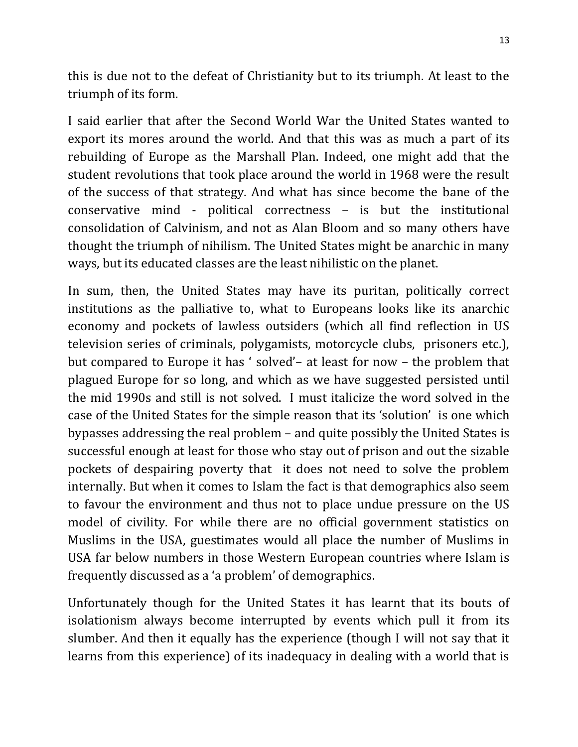this is due not to the defeat of Christianity but to its triumph. At least to the triumph of its form.

I said earlier that after the Second World War the United States wanted to export its mores around the world. And that this was as much a part of its rebuilding of Europe as the Marshall Plan. Indeed, one might add that the student revolutions that took place around the world in 1968 were the result of the success of that strategy. And what has since become the bane of the conservative mind - political correctness – is but the institutional consolidation of Calvinism, and not as Alan Bloom and so many others have thought the triumph of nihilism. The United States might be anarchic in many ways, but its educated classes are the least nihilistic on the planet.

In sum, then, the United States may have its puritan, politically correct institutions as the palliative to, what to Europeans looks like its anarchic economy and pockets of lawless outsiders (which all find reflection in US television series of criminals, polygamists, motorcycle clubs, prisoners etc.), but compared to Europe it has ' solved'– at least for now – the problem that plagued Europe for so long, and which as we have suggested persisted until the mid 1990s and still is not solved. I must italicize the word solved in the case of the United States for the simple reason that its 'solution' is one which bypasses addressing the real problem – and quite possibly the United States is successful enough at least for those who stay out of prison and out the sizable pockets of despairing poverty that it does not need to solve the problem internally. But when it comes to Islam the fact is that demographics also seem to favour the environment and thus not to place undue pressure on the US model of civility. For while there are no official government statistics on Muslims in the USA, guestimates would all place the number of Muslims in USA far below numbers in those Western European countries where Islam is frequently discussed as a 'a problem' of demographics.

Unfortunately though for the United States it has learnt that its bouts of isolationism always become interrupted by events which pull it from its slumber. And then it equally has the experience (though I will not say that it learns from this experience) of its inadequacy in dealing with a world that is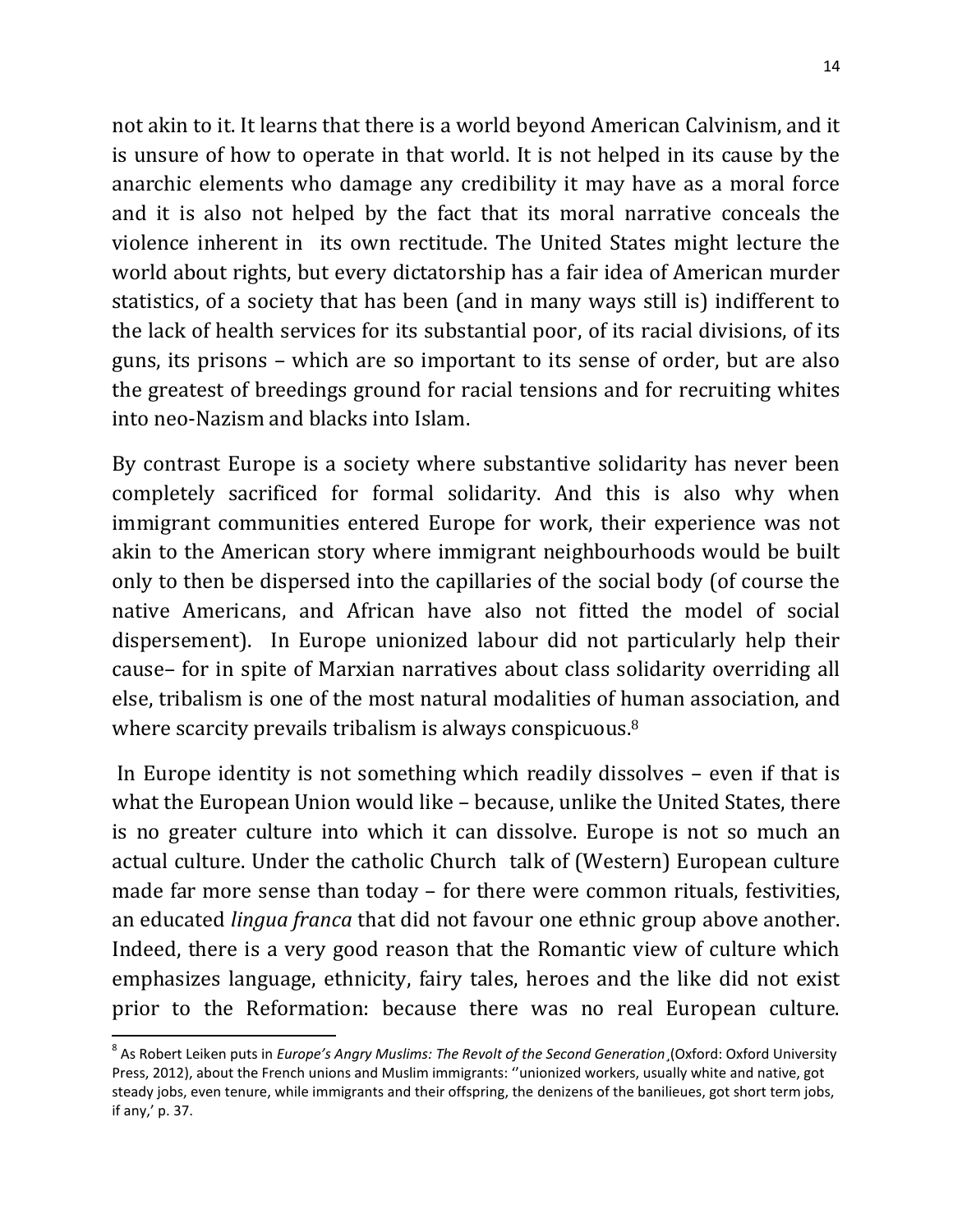not akin to it. It learns that there is a world beyond American Calvinism, and it is unsure of how to operate in that world. It is not helped in its cause by the anarchic elements who damage any credibility it may have as a moral force and it is also not helped by the fact that its moral narrative conceals the violence inherent in its own rectitude. The United States might lecture the world about rights, but every dictatorship has a fair idea of American murder statistics, of a society that has been (and in many ways still is) indifferent to the lack of health services for its substantial poor, of its racial divisions, of its guns, its prisons – which are so important to its sense of order, but are also the greatest of breedings ground for racial tensions and for recruiting whites into neo-Nazism and blacks into Islam.

By contrast Europe is a society where substantive solidarity has never been completely sacrificed for formal solidarity. And this is also why when immigrant communities entered Europe for work, their experience was not akin to the American story where immigrant neighbourhoods would be built only to then be dispersed into the capillaries of the social body (of course the native Americans, and African have also not fitted the model of social dispersement). In Europe unionized labour did not particularly help their cause– for in spite of Marxian narratives about class solidarity overriding all else, tribalism is one of the most natural modalities of human association, and where scarcity prevails tribalism is always conspicuous.[8]

In Europe identity is not something which readily dissolves – even if that is what the European Union would like – because, unlike the United States, there is no greater culture into which it can dissolve. Europe is not so much an actual culture. Under the catholic Church talk of (Western) European culture made far more sense than today – for there were common rituals, festivities, an educated *lingua franca* that did not favour one ethnic group above another. Indeed, there is a very good reason that the Romantic view of culture which emphasizes language, ethnicity, fairy tales, heroes and the like did not exist prior to the Reformation: because there was no real European culture.

[8] As Robert Leiken puts in *Europe's Angry Muslims: The Revolt of the Second Generation*¸(Oxford: Oxford University Press, 2012), about the French unions and Muslim immigrants: ''unionized workers, usually white and native, got steady jobs, even tenure, while immigrants and their offspring, the denizens of the banilieues, got short term jobs, if any,' p. 37.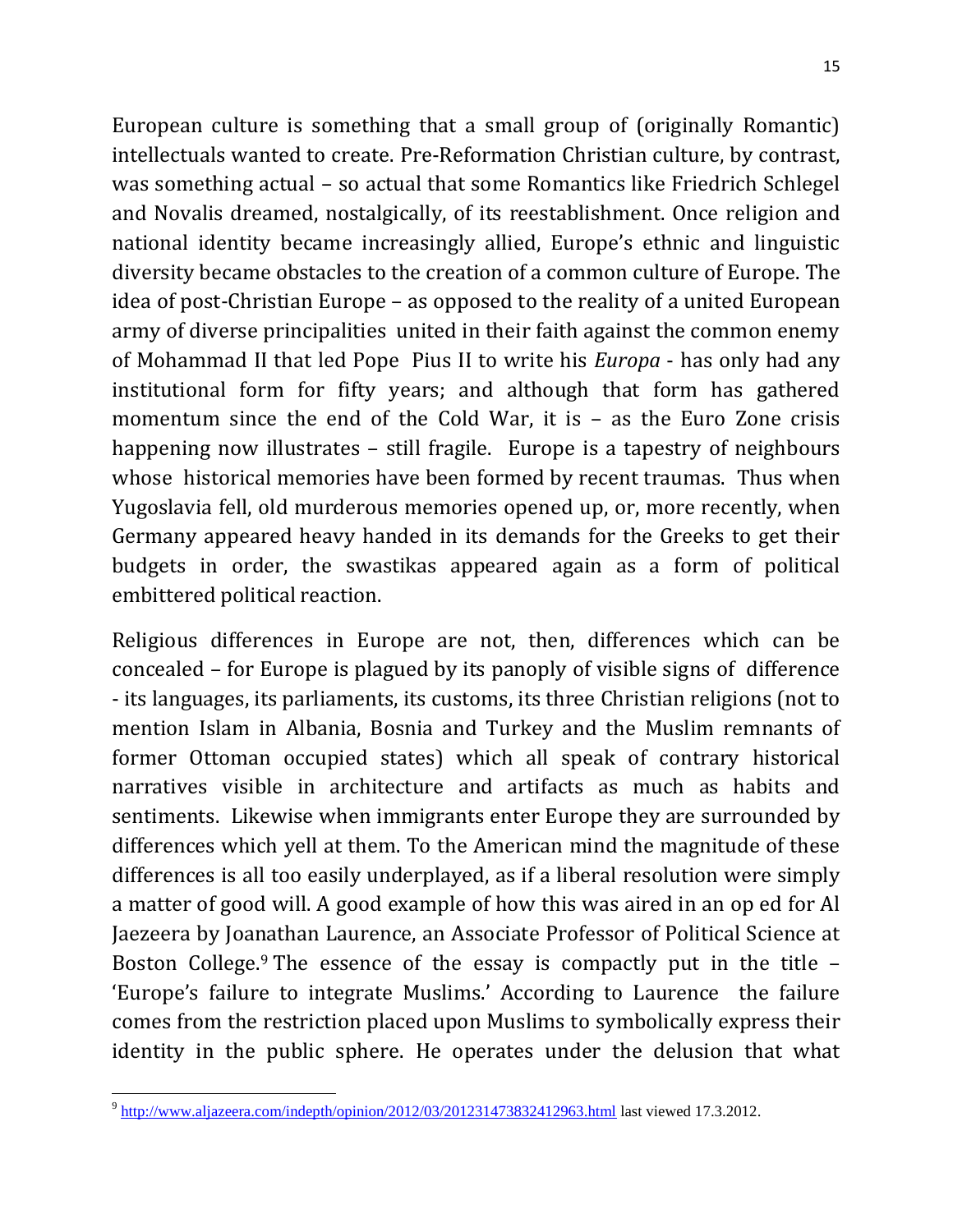European culture is something that a small group of (originally Romantic) intellectuals wanted to create. Pre-Reformation Christian culture, by contrast, was something actual – so actual that some Romantics like Friedrich Schlegel and Novalis dreamed, nostalgically, of its reestablishment. Once religion and national identity became increasingly allied, Europe's ethnic and linguistic diversity became obstacles to the creation of a common culture of Europe. The idea of post-Christian Europe – as opposed to the reality of a united European army of diverse principalities united in their faith against the common enemy of Mohammad II that led Pope Pius II to write his *Europa* - has only had any institutional form for fifty years; and although that form has gathered momentum since the end of the Cold War, it is – as the Euro Zone crisis happening now illustrates – still fragile. Europe is a tapestry of neighbours whose historical memories have been formed by recent traumas. Thus when Yugoslavia fell, old murderous memories opened up, or, more recently, when Germany appeared heavy handed in its demands for the Greeks to get their budgets in order, the swastikas appeared again as a form of political embittered political reaction.

Religious differences in Europe are not, then, differences which can be concealed – for Europe is plagued by its panoply of visible signs of difference - its languages, its parliaments, its customs, its three Christian religions (not to mention Islam in Albania, Bosnia and Turkey and the Muslim remnants of former Ottoman occupied states) which all speak of contrary historical narratives visible in architecture and artifacts as much as habits and sentiments. Likewise when immigrants enter Europe they are surrounded by differences which yell at them. To the American mind the magnitude of these differences is all too easily underplayed, as if a liberal resolution were simply a matter of good will. A good example of how this was aired in an op ed for Al Jaezeera by Joanathan Laurence, an Associate Professor of Political Science at Boston College.[9] The essence of the essay is compactly put in the title – 'Europe's failure to integrate Muslims.' According to Laurence the failure comes from the restriction placed upon Muslims to symbolically express their identity in the public sphere. He operates under the delusion that what

[9] http://www.aljazeera.com/indepth/opinion/2012/03/201231473832412963.html last viewed 17.3.2012.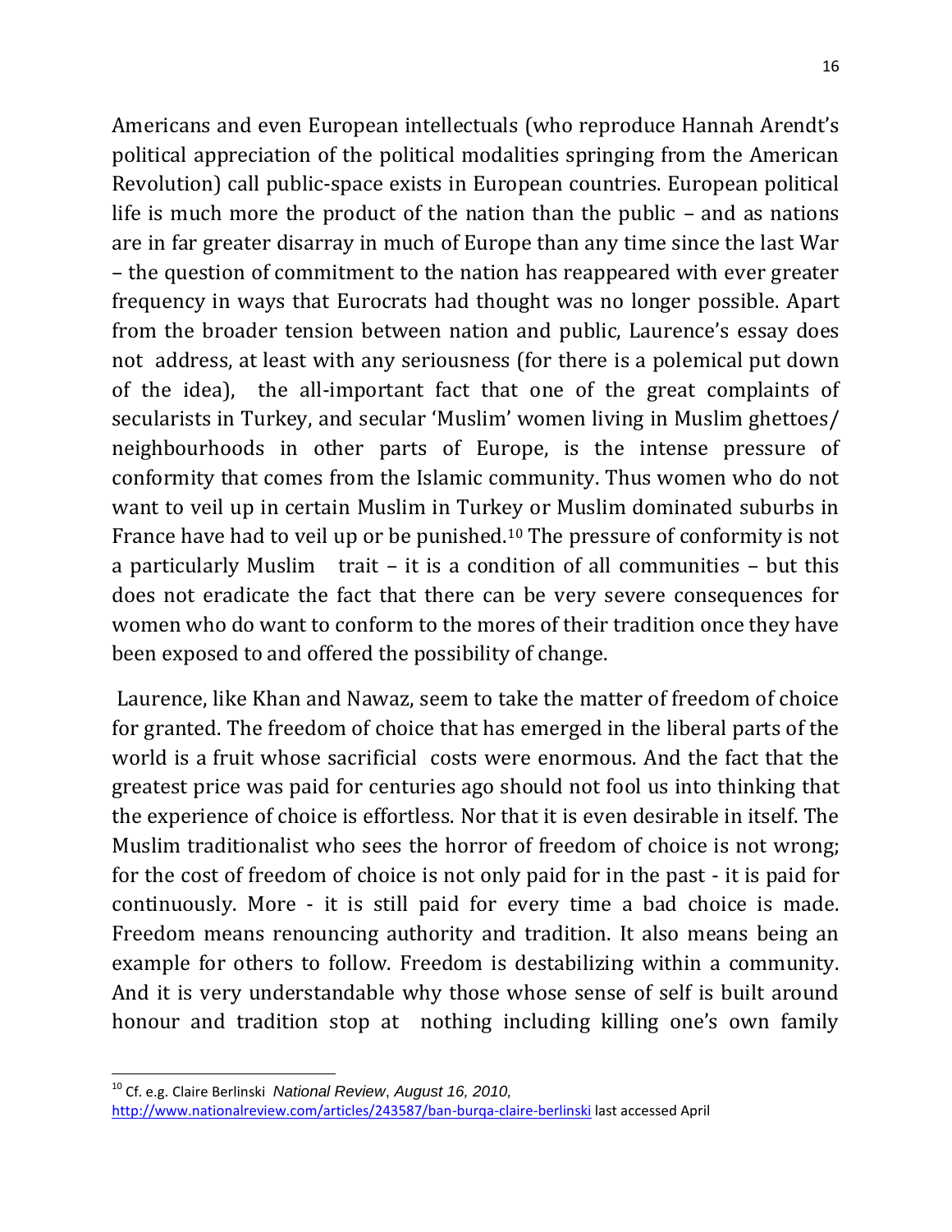Americans and even European intellectuals (who reproduce Hannah Arendt's political appreciation of the political modalities springing from the American Revolution) call public-space exists in European countries. European political life is much more the product of the nation than the public – and as nations are in far greater disarray in much of Europe than any time since the last War – the question of commitment to the nation has reappeared with ever greater frequency in ways that Eurocrats had thought was no longer possible. Apart from the broader tension between nation and public, Laurence's essay does not address, at least with any seriousness (for there is a polemical put down of the idea), the all-important fact that one of the great complaints of secularists in Turkey, and secular 'Muslim' women living in Muslim ghettoes/ neighbourhoods in other parts of Europe, is the intense pressure of conformity that comes from the Islamic community. Thus women who do not want to veil up in certain Muslim in Turkey or Muslim dominated suburbs in France have had to veil up or be punished.[10] The pressure of conformity is not a particularly Muslim trait – it is a condition of all communities – but this does not eradicate the fact that there can be very severe consequences for women who do want to conform to the mores of their tradition once they have been exposed to and offered the possibility of change.

Laurence, like Khan and Nawaz, seem to take the matter of freedom of choice for granted. The freedom of choice that has emerged in the liberal parts of the world is a fruit whose sacrificial costs were enormous. And the fact that the greatest price was paid for centuries ago should not fool us into thinking that the experience of choice is effortless. Nor that it is even desirable in itself. The Muslim traditionalist who sees the horror of freedom of choice is not wrong; for the cost of freedom of choice is not only paid for in the past - it is paid for continuously. More - it is still paid for every time a bad choice is made. Freedom means renouncing authority and tradition. It also means being an example for others to follow. Freedom is destabilizing within a community. And it is very understandable why those whose sense of self is built around honour and tradition stop at nothing including killing one's own family

---

[10] Cf. e.g. Claire Berlinski *National Review*, *August 16, 2010*, http://www.nationalreview.com/articles/243587/ban-burqa-claire-berlinski last accessed April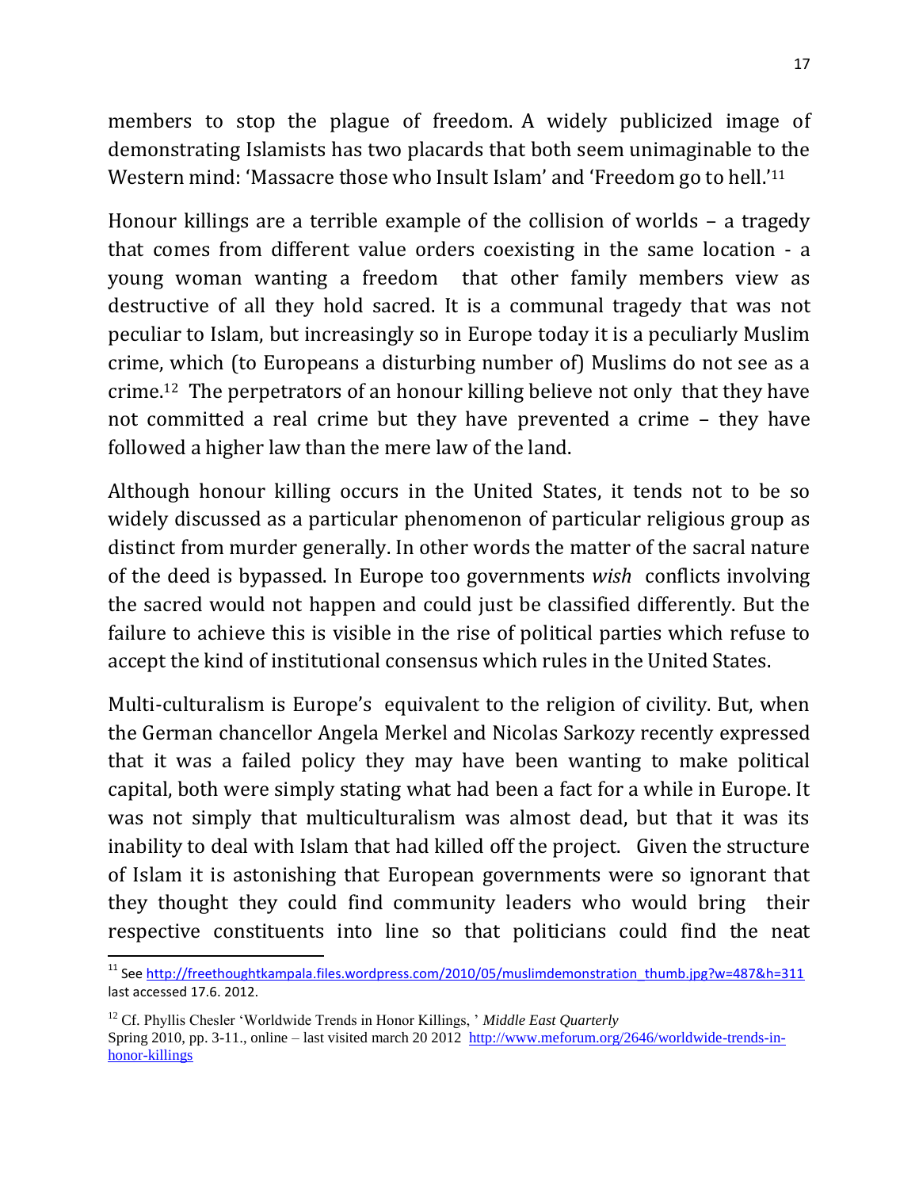members to stop the plague of freedom. A widely publicized image of demonstrating Islamists has two placards that both seem unimaginable to the Western mind: 'Massacre those who Insult Islam' and 'Freedom go to hell.'[11]

Honour killings are a terrible example of the collision of worlds – a tragedy that comes from different value orders coexisting in the same location - a young woman wanting a freedom that other family members view as destructive of all they hold sacred. It is a communal tragedy that was not peculiar to Islam, but increasingly so in Europe today it is a peculiarly Muslim crime, which (to Europeans a disturbing number of) Muslims do not see as a crime.[12] The perpetrators of an honour killing believe not only that they have not committed a real crime but they have prevented a crime – they have followed a higher law than the mere law of the land.

Although honour killing occurs in the United States, it tends not to be so widely discussed as a particular phenomenon of particular religious group as distinct from murder generally. In other words the matter of the sacral nature of the deed is bypassed. In Europe too governments *wish* conflicts involving the sacred would not happen and could just be classified differently. But the failure to achieve this is visible in the rise of political parties which refuse to accept the kind of institutional consensus which rules in the United States.

Multi-culturalism is Europe's equivalent to the religion of civility. But, when the German chancellor Angela Merkel and Nicolas Sarkozy recently expressed that it was a failed policy they may have been wanting to make political capital, both were simply stating what had been a fact for a while in Europe. It was not simply that multiculturalism was almost dead, but that it was its inability to deal with Islam that had killed off the project. Given the structure of Islam it is astonishing that European governments were so ignorant that they thought they could find community leaders who would bring their respective constituents into line so that politicians could find the neat

---

[11] See http://freethoughtkampala.files.wordpress.com/2010/05/muslimdemonstration_thumb.jpg?w=487&h=311 last accessed 17.6. 2012.

[12] Cf. Phyllis Chesler 'Worldwide Trends in Honor Killings, ' *Middle East Quarterly* Spring 2010, pp. 3-11., online – last visited march 20 2012 http://www.meforum.org/2646/worldwide-trends-in-honor-killings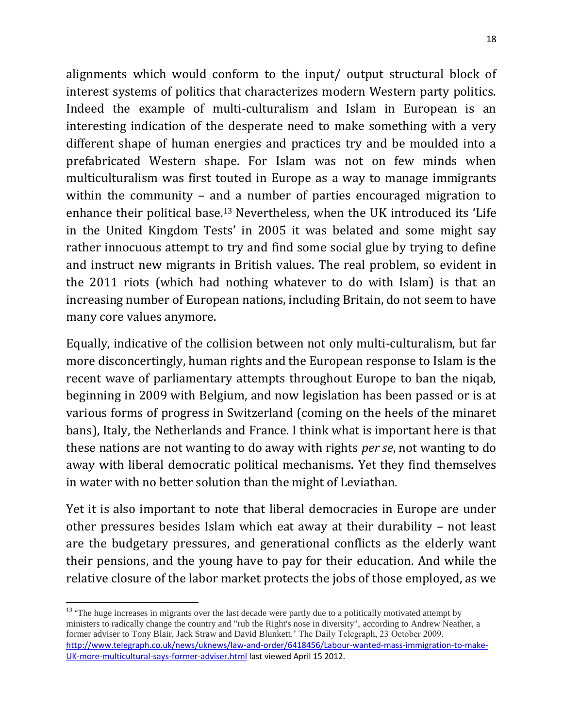alignments which would conform to the input/ output structural block of interest systems of politics that characterizes modern Western party politics. Indeed the example of multi-culturalism and Islam in European is an interesting indication of the desperate need to make something with a very different shape of human energies and practices try and be moulded into a prefabricated Western shape. For Islam was not on few minds when multiculturalism was first touted in Europe as a way to manage immigrants within the community – and a number of parties encouraged migration to enhance their political base.[13] Nevertheless, when the UK introduced its 'Life in the United Kingdom Tests' in 2005 it was belated and some might say rather innocuous attempt to try and find some social glue by trying to define and instruct new migrants in British values. The real problem, so evident in the 2011 riots (which had nothing whatever to do with Islam) is that an increasing number of European nations, including Britain, do not seem to have many core values anymore.

Equally, indicative of the collision between not only multi-culturalism, but far more disconcertingly, human rights and the European response to Islam is the recent wave of parliamentary attempts throughout Europe to ban the niqab, beginning in 2009 with Belgium, and now legislation has been passed or is at various forms of progress in Switzerland (coming on the heels of the minaret bans), Italy, the Netherlands and France. I think what is important here is that these nations are not wanting to do away with rights *per se*, not wanting to do away with liberal democratic political mechanisms. Yet they find themselves in water with no better solution than the might of Leviathan.

Yet it is also important to note that liberal democracies in Europe are under other pressures besides Islam which eat away at their durability – not least are the budgetary pressures, and generational conflicts as the elderly want their pensions, and the young have to pay for their education. And while the relative closure of the labor market protects the jobs of those employed, as we

[13] 'The huge increases in migrants over the last decade were partly due to a politically motivated attempt by ministers to radically change the country and "rub the Right's nose in diversity", according to Andrew Neather, a former adviser to Tony Blair, Jack Straw and David Blunkett.' The Daily Telegraph, 23 October 2009. http://www.telegraph.co.uk/news/uknews/law-and-order/6418456/Labour-wanted-mass-immigration-to-make-UK-more-multicultural-says-former-adviser.html last viewed April 15 2012.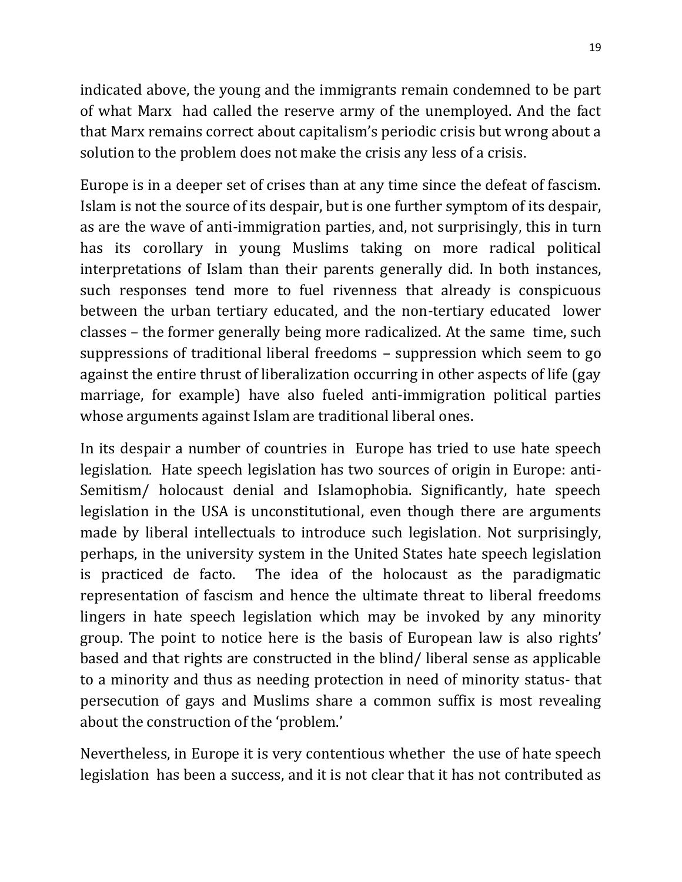indicated above, the young and the immigrants remain condemned to be part of what Marx had called the reserve army of the unemployed. And the fact that Marx remains correct about capitalism's periodic crisis but wrong about a solution to the problem does not make the crisis any less of a crisis.

Europe is in a deeper set of crises than at any time since the defeat of fascism. Islam is not the source of its despair, but is one further symptom of its despair, as are the wave of anti-immigration parties, and, not surprisingly, this in turn has its corollary in young Muslims taking on more radical political interpretations of Islam than their parents generally did. In both instances, such responses tend more to fuel rivenness that already is conspicuous between the urban tertiary educated, and the non-tertiary educated lower classes – the former generally being more radicalized. At the same time, such suppressions of traditional liberal freedoms – suppression which seem to go against the entire thrust of liberalization occurring in other aspects of life (gay marriage, for example) have also fueled anti-immigration political parties whose arguments against Islam are traditional liberal ones.

In its despair a number of countries in Europe has tried to use hate speech legislation. Hate speech legislation has two sources of origin in Europe: anti-Semitism/ holocaust denial and Islamophobia. Significantly, hate speech legislation in the USA is unconstitutional, even though there are arguments made by liberal intellectuals to introduce such legislation. Not surprisingly, perhaps, in the university system in the United States hate speech legislation is practiced de facto. The idea of the holocaust as the paradigmatic representation of fascism and hence the ultimate threat to liberal freedoms lingers in hate speech legislation which may be invoked by any minority group. The point to notice here is the basis of European law is also rights' based and that rights are constructed in the blind/ liberal sense as applicable to a minority and thus as needing protection in need of minority status- that persecution of gays and Muslims share a common suffix is most revealing about the construction of the 'problem.'

Nevertheless, in Europe it is very contentious whether the use of hate speech legislation has been a success, and it is not clear that it has not contributed as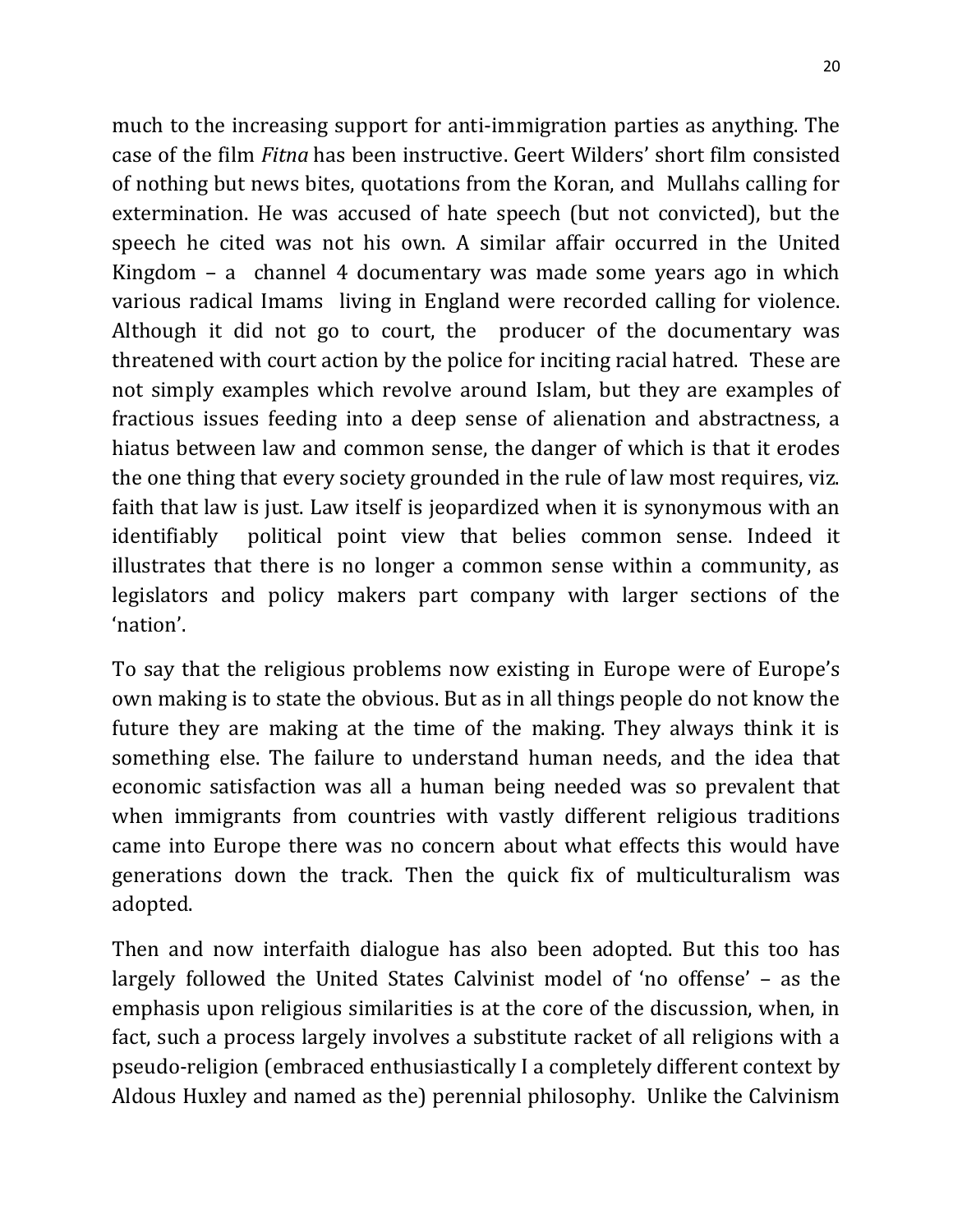much to the increasing support for anti-immigration parties as anything. The case of the film *Fitna* has been instructive. Geert Wilders' short film consisted of nothing but news bites, quotations from the Koran, and Mullahs calling for extermination. He was accused of hate speech (but not convicted), but the speech he cited was not his own. A similar affair occurred in the United Kingdom – a channel 4 documentary was made some years ago in which various radical Imams living in England were recorded calling for violence. Although it did not go to court, the producer of the documentary was threatened with court action by the police for inciting racial hatred. These are not simply examples which revolve around Islam, but they are examples of fractious issues feeding into a deep sense of alienation and abstractness, a hiatus between law and common sense, the danger of which is that it erodes the one thing that every society grounded in the rule of law most requires, viz. faith that law is just. Law itself is jeopardized when it is synonymous with an identifiably political point view that belies common sense. Indeed it illustrates that there is no longer a common sense within a community, as legislators and policy makers part company with larger sections of the 'nation'.

To say that the religious problems now existing in Europe were of Europe's own making is to state the obvious. But as in all things people do not know the future they are making at the time of the making. They always think it is something else. The failure to understand human needs, and the idea that economic satisfaction was all a human being needed was so prevalent that when immigrants from countries with vastly different religious traditions came into Europe there was no concern about what effects this would have generations down the track. Then the quick fix of multiculturalism was adopted.

Then and now interfaith dialogue has also been adopted. But this too has largely followed the United States Calvinist model of 'no offense' – as the emphasis upon religious similarities is at the core of the discussion, when, in fact, such a process largely involves a substitute racket of all religions with a pseudo-religion (embraced enthusiastically I a completely different context by Aldous Huxley and named as the) perennial philosophy. Unlike the Calvinism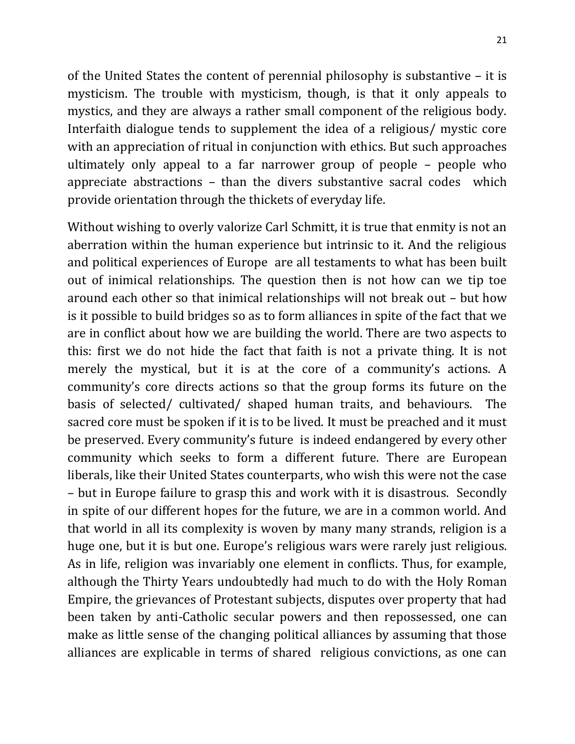of the United States the content of perennial philosophy is substantive – it is mysticism. The trouble with mysticism, though, is that it only appeals to mystics, and they are always a rather small component of the religious body. Interfaith dialogue tends to supplement the idea of a religious/ mystic core with an appreciation of ritual in conjunction with ethics. But such approaches ultimately only appeal to a far narrower group of people – people who appreciate abstractions – than the divers substantive sacral codes which provide orientation through the thickets of everyday life.

Without wishing to overly valorize Carl Schmitt, it is true that enmity is not an aberration within the human experience but intrinsic to it. And the religious and political experiences of Europe are all testaments to what has been built out of inimical relationships. The question then is not how can we tip toe around each other so that inimical relationships will not break out – but how is it possible to build bridges so as to form alliances in spite of the fact that we are in conflict about how we are building the world. There are two aspects to this: first we do not hide the fact that faith is not a private thing. It is not merely the mystical, but it is at the core of a community's actions. A community's core directs actions so that the group forms its future on the basis of selected/ cultivated/ shaped human traits, and behaviours. The sacred core must be spoken if it is to be lived. It must be preached and it must be preserved. Every community's future is indeed endangered by every other community which seeks to form a different future. There are European liberals, like their United States counterparts, who wish this were not the case – but in Europe failure to grasp this and work with it is disastrous. Secondly in spite of our different hopes for the future, we are in a common world. And that world in all its complexity is woven by many many strands, religion is a huge one, but it is but one. Europe's religious wars were rarely just religious. As in life, religion was invariably one element in conflicts. Thus, for example, although the Thirty Years undoubtedly had much to do with the Holy Roman Empire, the grievances of Protestant subjects, disputes over property that had been taken by anti-Catholic secular powers and then repossessed, one can make as little sense of the changing political alliances by assuming that those alliances are explicable in terms of shared religious convictions, as one can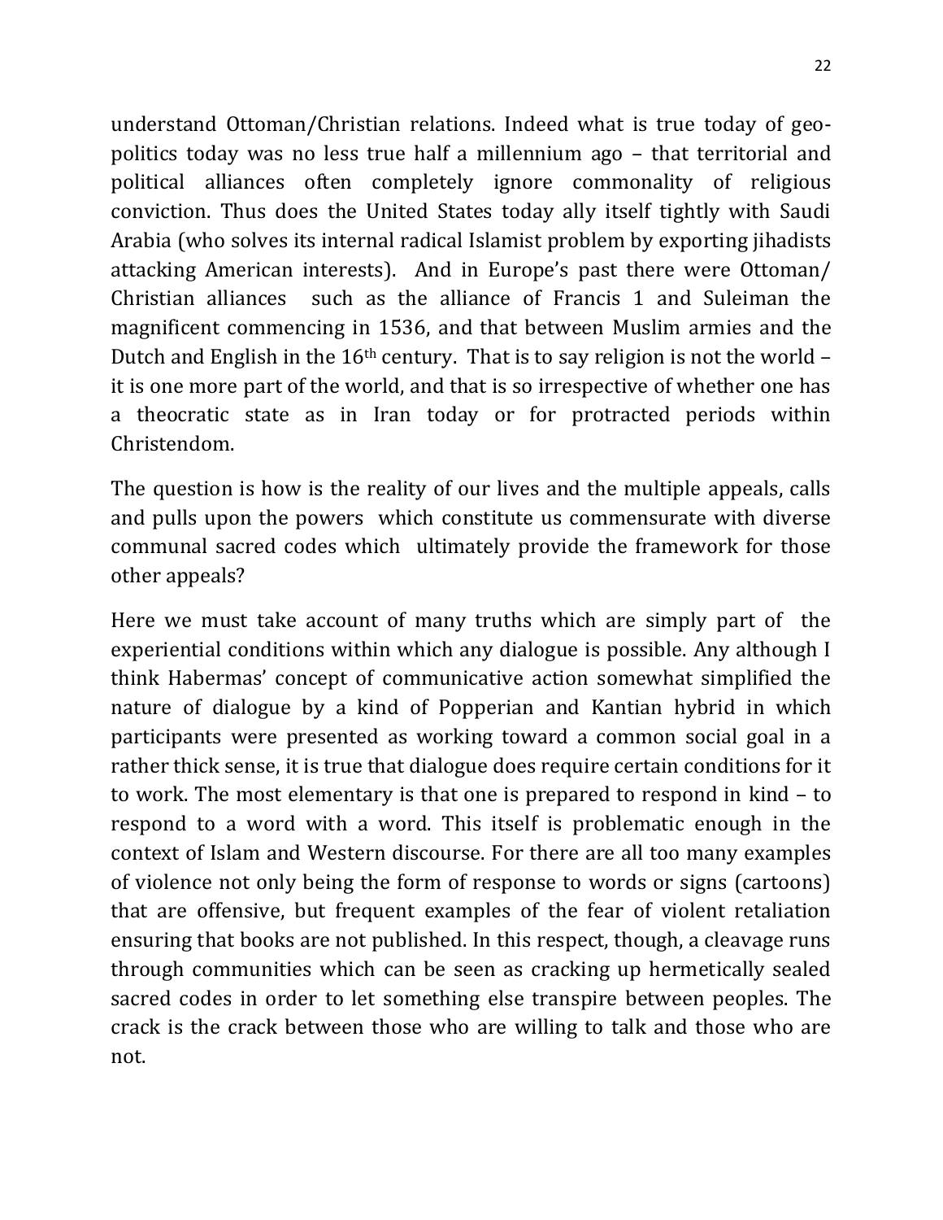understand Ottoman/Christian relations. Indeed what is true today of geo-politics today was no less true half a millennium ago – that territorial and political alliances often completely ignore commonality of religious conviction. Thus does the United States today ally itself tightly with Saudi Arabia (who solves its internal radical Islamist problem by exporting jihadists attacking American interests). And in Europe's past there were Ottoman/ Christian alliances such as the alliance of Francis 1 and Suleiman the magnificent commencing in 1536, and that between Muslim armies and the Dutch and English in the 16th century. That is to say religion is not the world – it is one more part of the world, and that is so irrespective of whether one has a theocratic state as in Iran today or for protracted periods within Christendom.

The question is how is the reality of our lives and the multiple appeals, calls and pulls upon the powers which constitute us commensurate with diverse communal sacred codes which ultimately provide the framework for those other appeals?

Here we must take account of many truths which are simply part of the experiential conditions within which any dialogue is possible. Any although I think Habermas' concept of communicative action somewhat simplified the nature of dialogue by a kind of Popperian and Kantian hybrid in which participants were presented as working toward a common social goal in a rather thick sense, it is true that dialogue does require certain conditions for it to work. The most elementary is that one is prepared to respond in kind – to respond to a word with a word. This itself is problematic enough in the context of Islam and Western discourse. For there are all too many examples of violence not only being the form of response to words or signs (cartoons) that are offensive, but frequent examples of the fear of violent retaliation ensuring that books are not published. In this respect, though, a cleavage runs through communities which can be seen as cracking up hermetically sealed sacred codes in order to let something else transpire between peoples. The crack is the crack between those who are willing to talk and those who are not.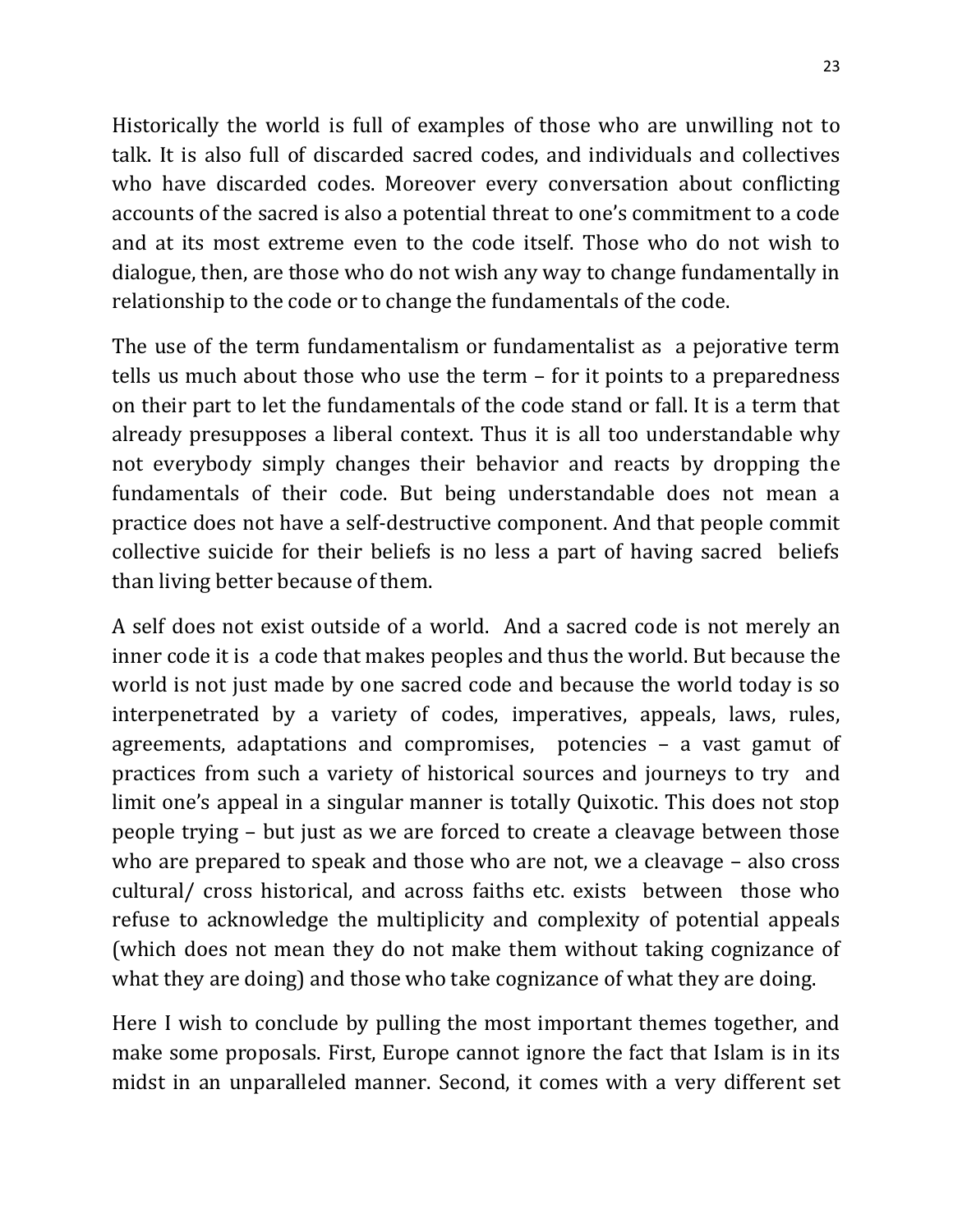Historically the world is full of examples of those who are unwilling not to talk. It is also full of discarded sacred codes, and individuals and collectives who have discarded codes. Moreover every conversation about conflicting accounts of the sacred is also a potential threat to one's commitment to a code and at its most extreme even to the code itself. Those who do not wish to dialogue, then, are those who do not wish any way to change fundamentally in relationship to the code or to change the fundamentals of the code.

The use of the term fundamentalism or fundamentalist as a pejorative term tells us much about those who use the term – for it points to a preparedness on their part to let the fundamentals of the code stand or fall. It is a term that already presupposes a liberal context. Thus it is all too understandable why not everybody simply changes their behavior and reacts by dropping the fundamentals of their code. But being understandable does not mean a practice does not have a self-destructive component. And that people commit collective suicide for their beliefs is no less a part of having sacred beliefs than living better because of them.

A self does not exist outside of a world. And a sacred code is not merely an inner code it is a code that makes peoples and thus the world. But because the world is not just made by one sacred code and because the world today is so interpenetrated by a variety of codes, imperatives, appeals, laws, rules, agreements, adaptations and compromises, potencies – a vast gamut of practices from such a variety of historical sources and journeys to try and limit one's appeal in a singular manner is totally Quixotic. This does not stop people trying – but just as we are forced to create a cleavage between those who are prepared to speak and those who are not, we a cleavage – also cross cultural/ cross historical, and across faiths etc. exists between those who refuse to acknowledge the multiplicity and complexity of potential appeals (which does not mean they do not make them without taking cognizance of what they are doing) and those who take cognizance of what they are doing.

Here I wish to conclude by pulling the most important themes together, and make some proposals. First, Europe cannot ignore the fact that Islam is in its midst in an unparalleled manner. Second, it comes with a very different set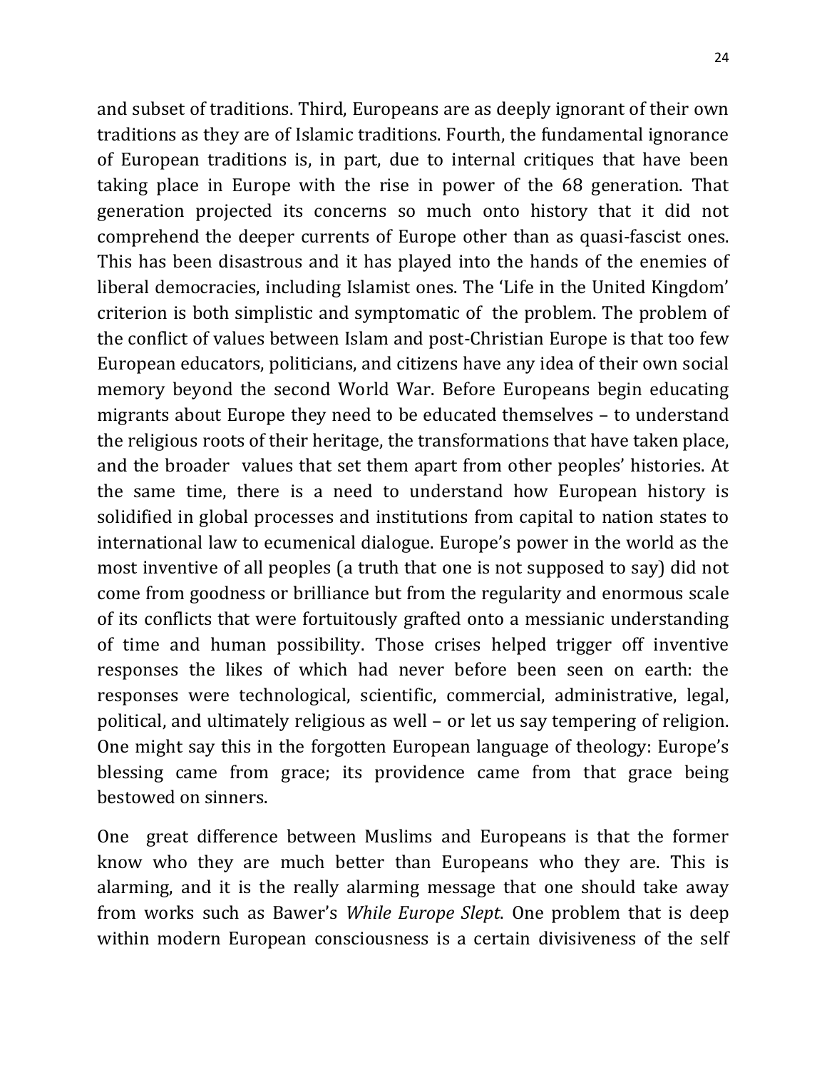and subset of traditions. Third, Europeans are as deeply ignorant of their own traditions as they are of Islamic traditions. Fourth, the fundamental ignorance of European traditions is, in part, due to internal critiques that have been taking place in Europe with the rise in power of the 68 generation. That generation projected its concerns so much onto history that it did not comprehend the deeper currents of Europe other than as quasi-fascist ones. This has been disastrous and it has played into the hands of the enemies of liberal democracies, including Islamist ones. The 'Life in the United Kingdom' criterion is both simplistic and symptomatic of the problem. The problem of the conflict of values between Islam and post-Christian Europe is that too few European educators, politicians, and citizens have any idea of their own social memory beyond the second World War. Before Europeans begin educating migrants about Europe they need to be educated themselves – to understand the religious roots of their heritage, the transformations that have taken place, and the broader values that set them apart from other peoples' histories. At the same time, there is a need to understand how European history is solidified in global processes and institutions from capital to nation states to international law to ecumenical dialogue. Europe's power in the world as the most inventive of all peoples (a truth that one is not supposed to say) did not come from goodness or brilliance but from the regularity and enormous scale of its conflicts that were fortuitously grafted onto a messianic understanding of time and human possibility. Those crises helped trigger off inventive responses the likes of which had never before been seen on earth: the responses were technological, scientific, commercial, administrative, legal, political, and ultimately religious as well – or let us say tempering of religion. One might say this in the forgotten European language of theology: Europe's blessing came from grace; its providence came from that grace being bestowed on sinners.

One great difference between Muslims and Europeans is that the former know who they are much better than Europeans who they are. This is alarming, and it is the really alarming message that one should take away from works such as Bawer's *While Europe Slept*. One problem that is deep within modern European consciousness is a certain divisiveness of the self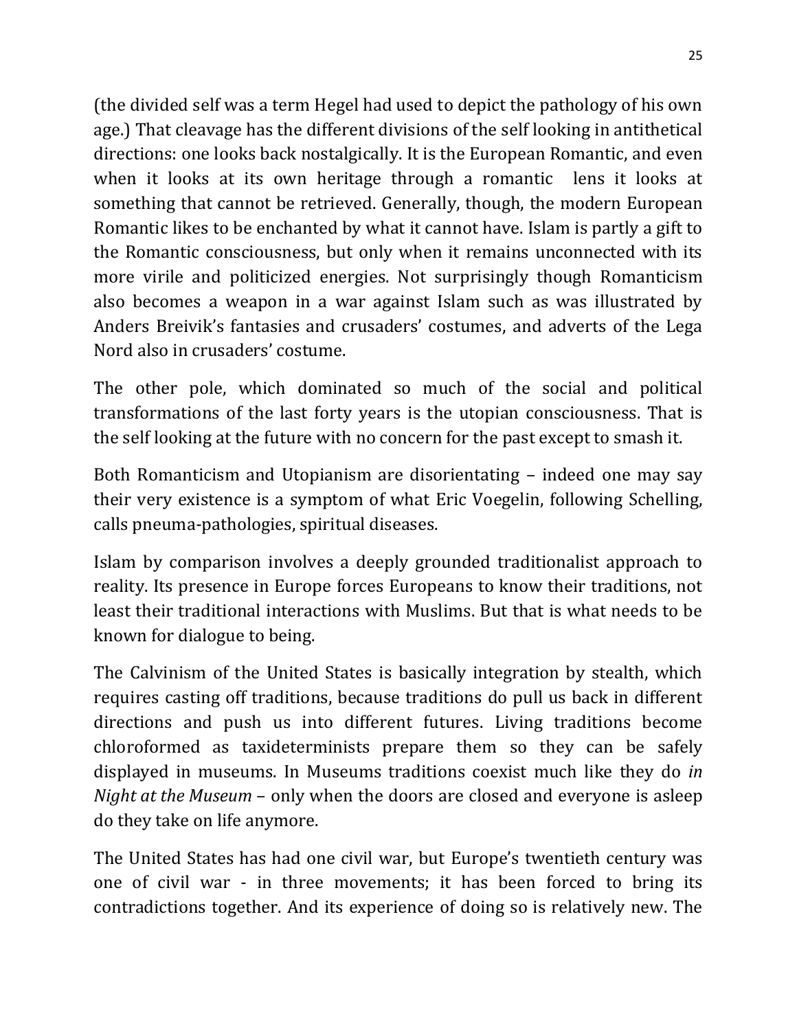(the divided self was a term Hegel had used to depict the pathology of his own age.) That cleavage has the different divisions of the self looking in antithetical directions: one looks back nostalgically. It is the European Romantic, and even when it looks at its own heritage through a romantic lens it looks at something that cannot be retrieved. Generally, though, the modern European Romantic likes to be enchanted by what it cannot have. Islam is partly a gift to the Romantic consciousness, but only when it remains unconnected with its more virile and politicized energies. Not surprisingly though Romanticism also becomes a weapon in a war against Islam such as was illustrated by Anders Breivik's fantasies and crusaders' costumes, and adverts of the Lega Nord also in crusaders' costume.

The other pole, which dominated so much of the social and political transformations of the last forty years is the utopian consciousness. That is the self looking at the future with no concern for the past except to smash it.

Both Romanticism and Utopianism are disorientating – indeed one may say their very existence is a symptom of what Eric Voegelin, following Schelling, calls pneuma-pathologies, spiritual diseases.

Islam by comparison involves a deeply grounded traditionalist approach to reality. Its presence in Europe forces Europeans to know their traditions, not least their traditional interactions with Muslims. But that is what needs to be known for dialogue to being.

The Calvinism of the United States is basically integration by stealth, which requires casting off traditions, because traditions do pull us back in different directions and push us into different futures. Living traditions become chloroformed as taxideterminists prepare them so they can be safely displayed in museums. In Museums traditions coexist much like they do *in Night at the Museum* – only when the doors are closed and everyone is asleep do they take on life anymore.

The United States has had one civil war, but Europe's twentieth century was one of civil war - in three movements; it has been forced to bring its contradictions together. And its experience of doing so is relatively new. The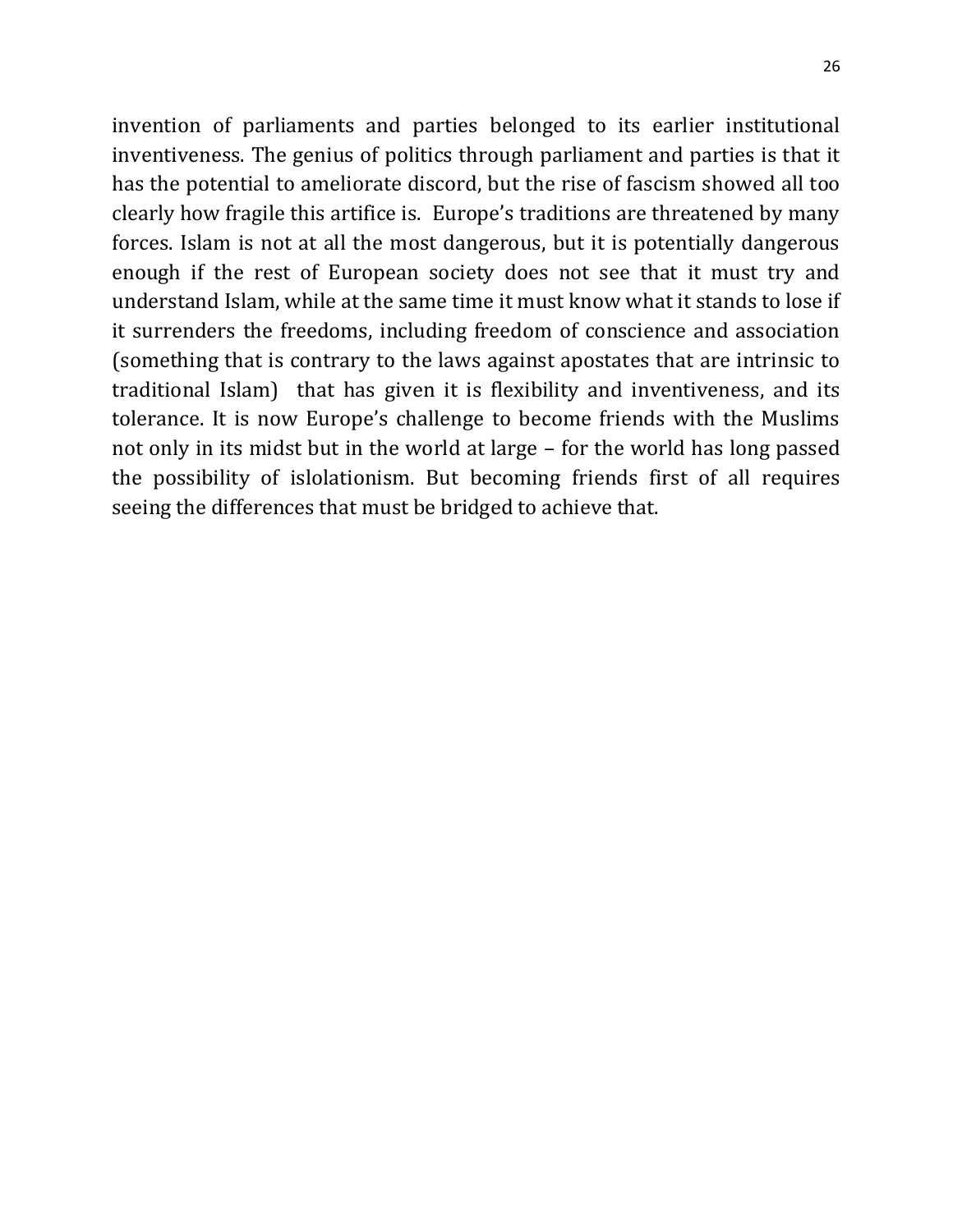invention of parliaments and parties belonged to its earlier institutional inventiveness. The genius of politics through parliament and parties is that it has the potential to ameliorate discord, but the rise of fascism showed all too clearly how fragile this artifice is. Europe's traditions are threatened by many forces. Islam is not at all the most dangerous, but it is potentially dangerous enough if the rest of European society does not see that it must try and understand Islam, while at the same time it must know what it stands to lose if it surrenders the freedoms, including freedom of conscience and association (something that is contrary to the laws against apostates that are intrinsic to traditional Islam) that has given it is flexibility and inventiveness, and its tolerance. It is now Europe's challenge to become friends with the Muslims not only in its midst but in the world at large – for the world has long passed the possibility of islolationism. But becoming friends first of all requires seeing the differences that must be bridged to achieve that.